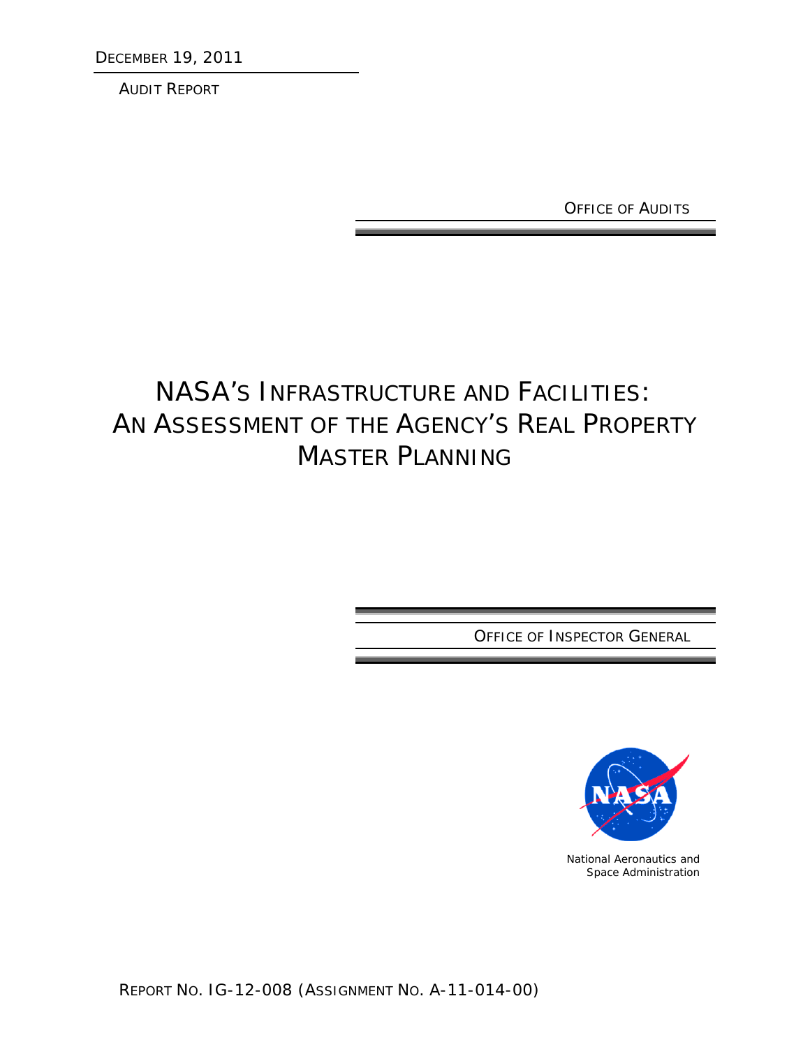DECEMBER 19, 2011

AUDIT REPORT

OFFICE OF AUDITS

# NASA'S INFRASTRUCTURE AND FACILITIES: AN ASSESSMENT OF THE AGENCY'S REAL PROPERTY MASTER PLANNING

OFFICE OF INSPECTOR GENERAL

National Aeronautics and Space Administration

REPORT NO. IG-12-008 (ASSIGNMENT NO. A-11-014-00)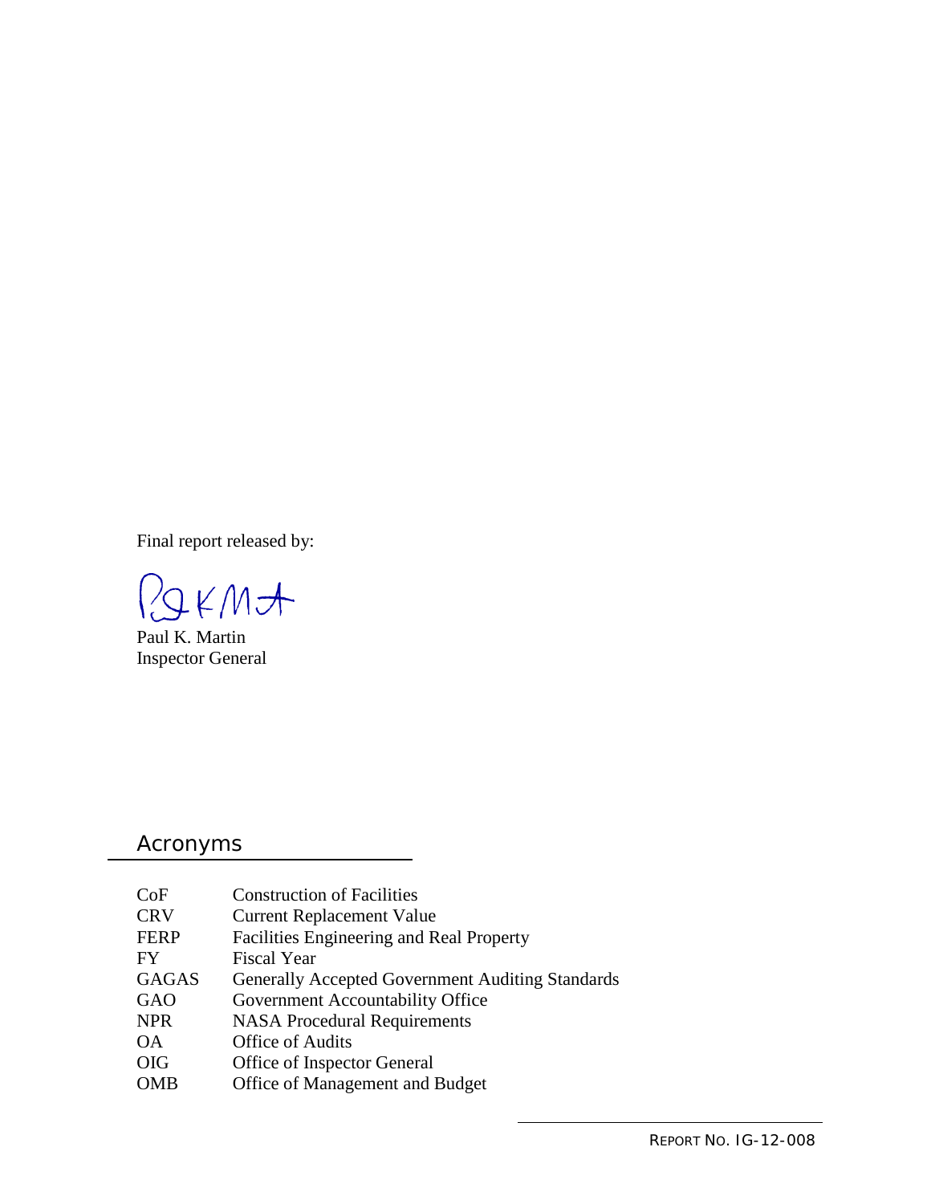Final report released by:

Paul K. Martin
Inspector General

## Acronyms

| | |
|---|---|
| CoF | Construction of Facilities |
| CRV | Current Replacement Value |
| FERP | Facilities Engineering and Real Property |
| FY | Fiscal Year |
| GAGAS | Generally Accepted Government Auditing Standards |
| GAO | Government Accountability Office |
| NPR | NASA Procedural Requirements |
| OA | Office of Audits |
| OIG | Office of Inspector General |
| OMB | Office of Management and Budget |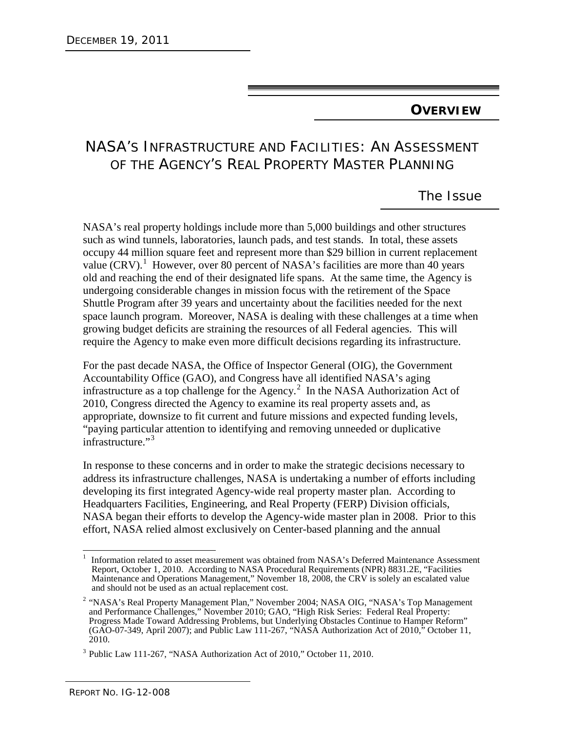## OVERVIEW

# NASA'S INFRASTRUCTURE AND FACILITIES: AN ASSESSMENT OF THE AGENCY'S REAL PROPERTY MASTER PLANNING

### The Issue

NASA's real property holdings include more than 5,000 buildings and other structures such as wind tunnels, laboratories, launch pads, and test stands. In total, these assets occupy 44 million square feet and represent more than $29 billion in current replacement value (CRV).[1] However, over 80 percent of NASA's facilities are more than 40 years old and reaching the end of their designated life spans. At the same time, the Agency is undergoing considerable changes in mission focus with the retirement of the Space Shuttle Program after 39 years and uncertainty about the facilities needed for the next space launch program. Moreover, NASA is dealing with these challenges at a time when growing budget deficits are straining the resources of all Federal agencies. This will require the Agency to make even more difficult decisions regarding its infrastructure.

For the past decade NASA, the Office of Inspector General (OIG), the Government Accountability Office (GAO), and Congress have all identified NASA's aging infrastructure as a top challenge for the Agency.[2] In the NASA Authorization Act of 2010, Congress directed the Agency to examine its real property assets and, as appropriate, downsize to fit current and future missions and expected funding levels, "paying particular attention to identifying and removing unneeded or duplicative infrastructure."[3]

In response to these concerns and in order to make the strategic decisions necessary to address its infrastructure challenges, NASA is undertaking a number of efforts including developing its first integrated Agency-wide real property master plan. According to Headquarters Facilities, Engineering, and Real Property (FERP) Division officials, NASA began their efforts to develop the Agency-wide master plan in 2008. Prior to this effort, NASA relied almost exclusively on Center-based planning and the annual

---

[1] Information related to asset measurement was obtained from NASA's Deferred Maintenance Assessment Report, October 1, 2010. According to NASA Procedural Requirements (NPR) 8831.2E, "Facilities Maintenance and Operations Management," November 18, 2008, the CRV is solely an escalated value and should not be used as an actual replacement cost.

[2] "NASA's Real Property Management Plan," November 2004; NASA OIG, "NASA's Top Management and Performance Challenges," November 2010; GAO, "High Risk Series: Federal Real Property: Progress Made Toward Addressing Problems, but Underlying Obstacles Continue to Hamper Reform" (GAO-07-349, April 2007); and Public Law 111-267, "NASA Authorization Act of 2010," October 11, 2010.

[3] Public Law 111-267, "NASA Authorization Act of 2010," October 11, 2010.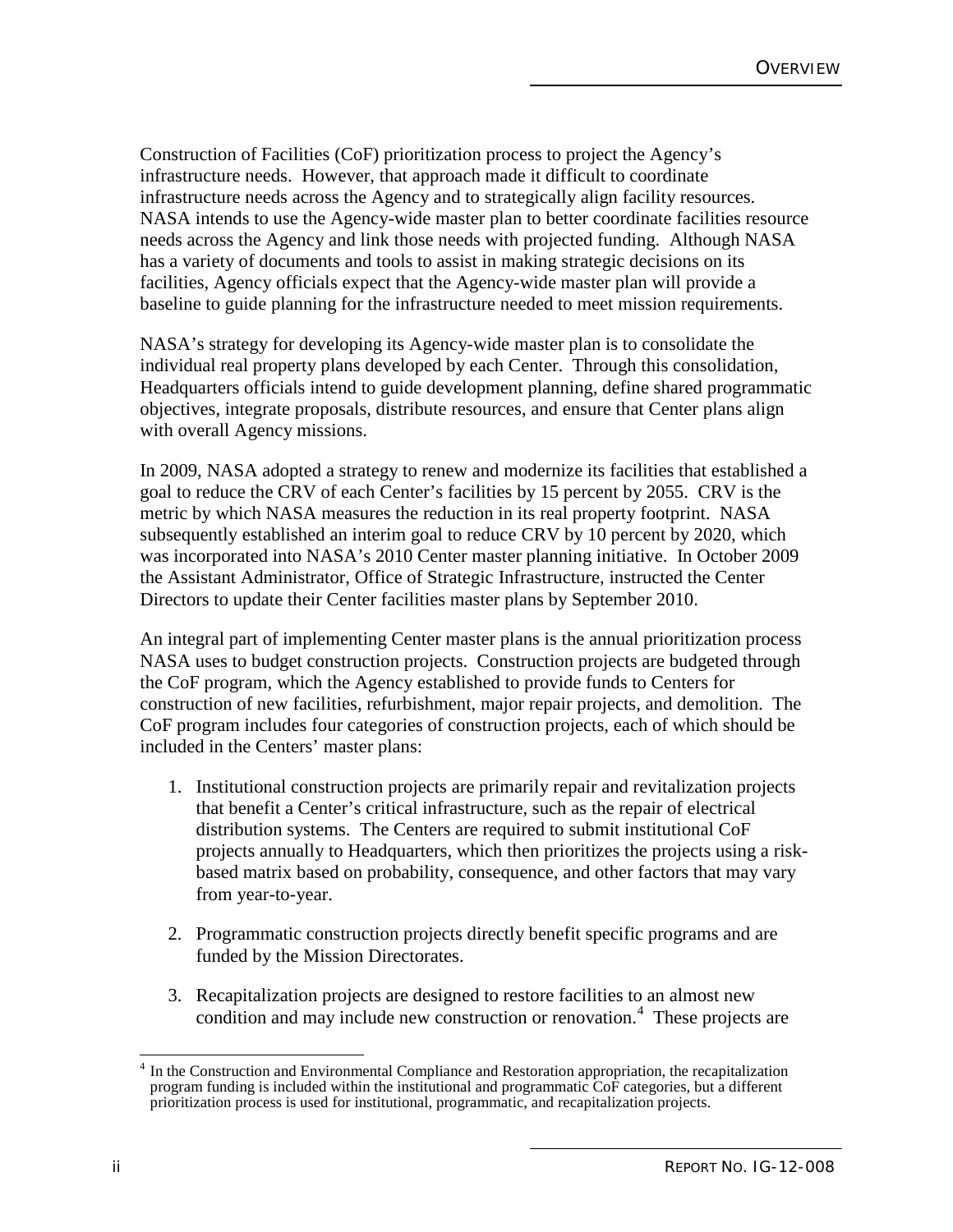Construction of Facilities (CoF) prioritization process to project the Agency's infrastructure needs. However, that approach made it difficult to coordinate infrastructure needs across the Agency and to strategically align facility resources. NASA intends to use the Agency-wide master plan to better coordinate facilities resource needs across the Agency and link those needs with projected funding. Although NASA has a variety of documents and tools to assist in making strategic decisions on its facilities, Agency officials expect that the Agency-wide master plan will provide a baseline to guide planning for the infrastructure needed to meet mission requirements.

NASA's strategy for developing its Agency-wide master plan is to consolidate the individual real property plans developed by each Center. Through this consolidation, Headquarters officials intend to guide development planning, define shared programmatic objectives, integrate proposals, distribute resources, and ensure that Center plans align with overall Agency missions.

In 2009, NASA adopted a strategy to renew and modernize its facilities that established a goal to reduce the CRV of each Center's facilities by 15 percent by 2055. CRV is the metric by which NASA measures the reduction in its real property footprint. NASA subsequently established an interim goal to reduce CRV by 10 percent by 2020, which was incorporated into NASA's 2010 Center master planning initiative. In October 2009 the Assistant Administrator, Office of Strategic Infrastructure, instructed the Center Directors to update their Center facilities master plans by September 2010.

An integral part of implementing Center master plans is the annual prioritization process NASA uses to budget construction projects. Construction projects are budgeted through the CoF program, which the Agency established to provide funds to Centers for construction of new facilities, refurbishment, major repair projects, and demolition. The CoF program includes four categories of construction projects, each of which should be included in the Centers' master plans:

1. Institutional construction projects are primarily repair and revitalization projects that benefit a Center's critical infrastructure, such as the repair of electrical distribution systems. The Centers are required to submit institutional CoF projects annually to Headquarters, which then prioritizes the projects using a risk-based matrix based on probability, consequence, and other factors that may vary from year-to-year.

2. Programmatic construction projects directly benefit specific programs and are funded by the Mission Directorates.

3. Recapitalization projects are designed to restore facilities to an almost new condition and may include new construction or renovation.[4] These projects are

[4] In the Construction and Environmental Compliance and Restoration appropriation, the recapitalization program funding is included within the institutional and programmatic CoF categories, but a different prioritization process is used for institutional, programmatic, and recapitalization projects.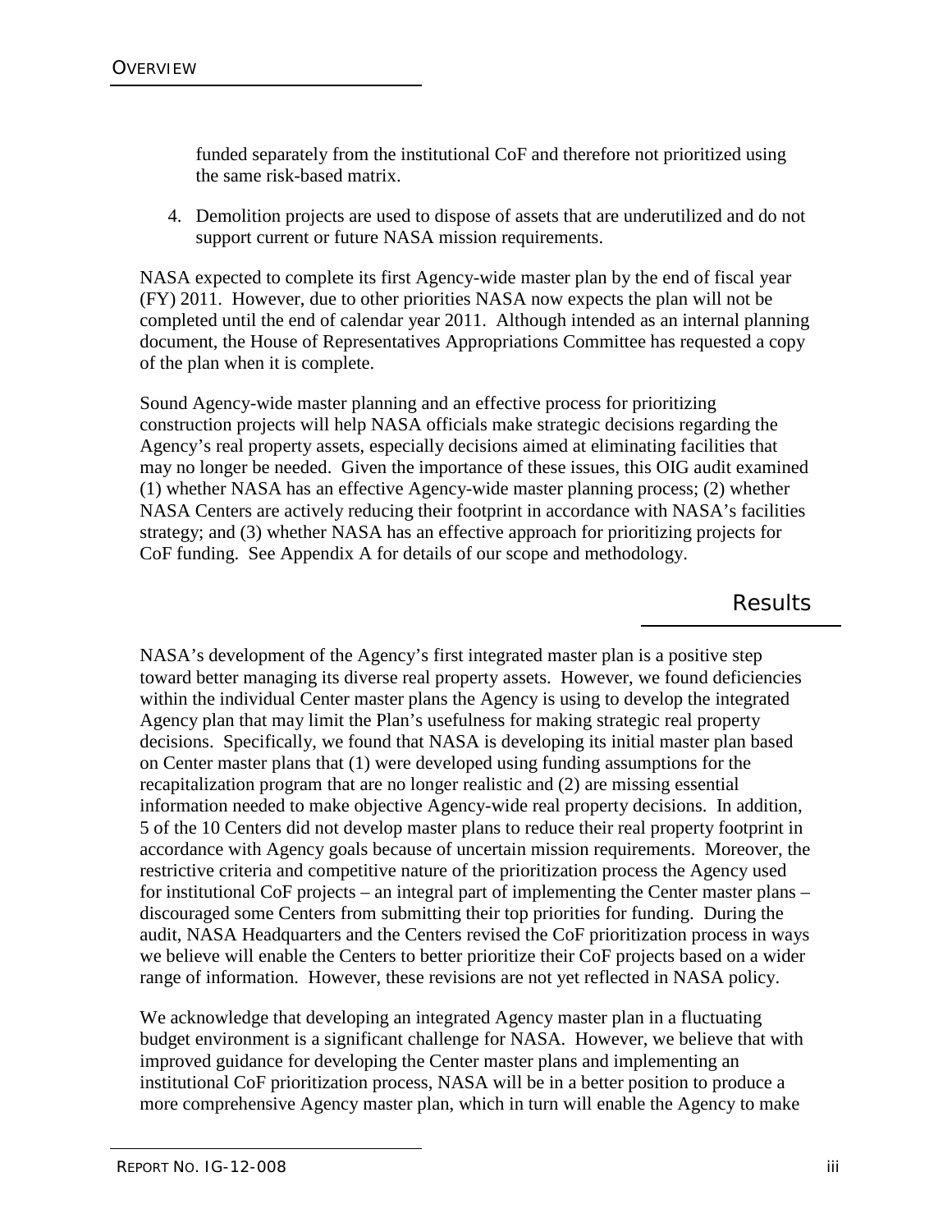funded separately from the institutional CoF and therefore not prioritized using the same risk-based matrix.

4. Demolition projects are used to dispose of assets that are underutilized and do not support current or future NASA mission requirements.

NASA expected to complete its first Agency-wide master plan by the end of fiscal year (FY) 2011. However, due to other priorities NASA now expects the plan will not be completed until the end of calendar year 2011. Although intended as an internal planning document, the House of Representatives Appropriations Committee has requested a copy of the plan when it is complete.

Sound Agency-wide master planning and an effective process for prioritizing construction projects will help NASA officials make strategic decisions regarding the Agency's real property assets, especially decisions aimed at eliminating facilities that may no longer be needed. Given the importance of these issues, this OIG audit examined (1) whether NASA has an effective Agency-wide master planning process; (2) whether NASA Centers are actively reducing their footprint in accordance with NASA's facilities strategy; and (3) whether NASA has an effective approach for prioritizing projects for CoF funding. See Appendix A for details of our scope and methodology.

## Results

NASA's development of the Agency's first integrated master plan is a positive step toward better managing its diverse real property assets. However, we found deficiencies within the individual Center master plans the Agency is using to develop the integrated Agency plan that may limit the Plan's usefulness for making strategic real property decisions. Specifically, we found that NASA is developing its initial master plan based on Center master plans that (1) were developed using funding assumptions for the recapitalization program that are no longer realistic and (2) are missing essential information needed to make objective Agency-wide real property decisions. In addition, 5 of the 10 Centers did not develop master plans to reduce their real property footprint in accordance with Agency goals because of uncertain mission requirements. Moreover, the restrictive criteria and competitive nature of the prioritization process the Agency used for institutional CoF projects – an integral part of implementing the Center master plans – discouraged some Centers from submitting their top priorities for funding. During the audit, NASA Headquarters and the Centers revised the CoF prioritization process in ways we believe will enable the Centers to better prioritize their CoF projects based on a wider range of information. However, these revisions are not yet reflected in NASA policy.

We acknowledge that developing an integrated Agency master plan in a fluctuating budget environment is a significant challenge for NASA. However, we believe that with improved guidance for developing the Center master plans and implementing an institutional CoF prioritization process, NASA will be in a better position to produce a more comprehensive Agency master plan, which in turn will enable the Agency to make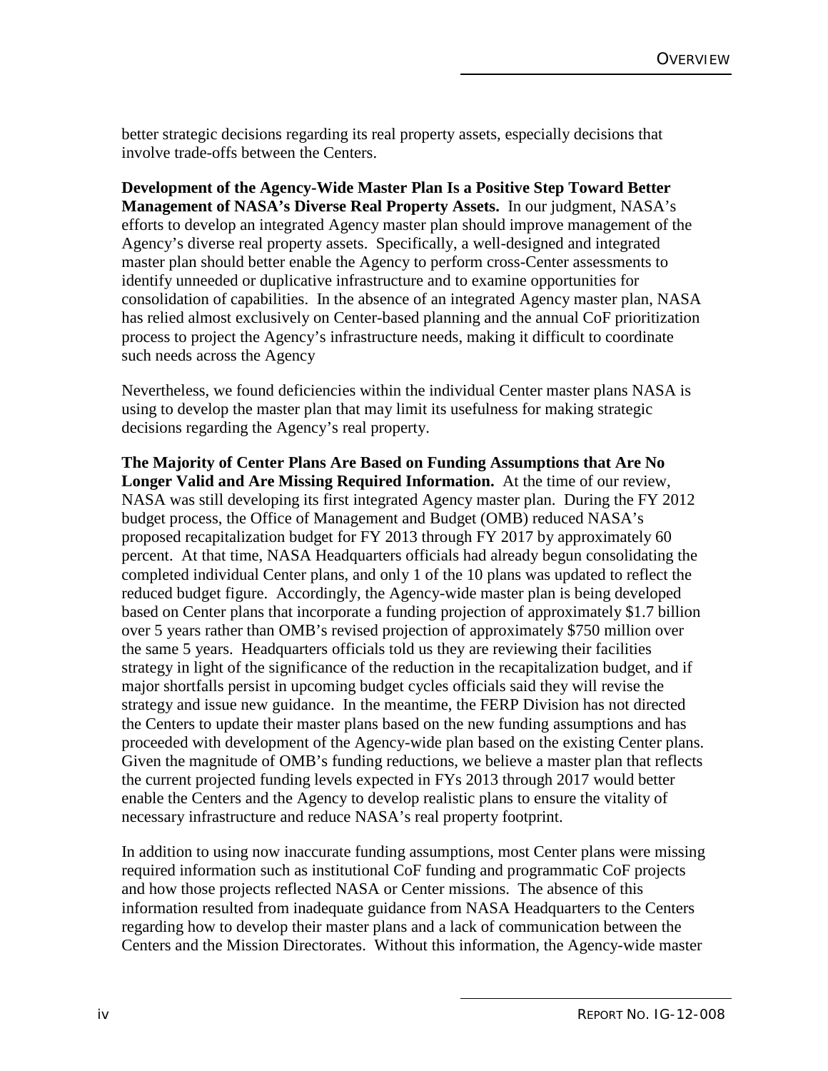better strategic decisions regarding its real property assets, especially decisions that involve trade-offs between the Centers.

**Development of the Agency-Wide Master Plan Is a Positive Step Toward Better Management of NASA's Diverse Real Property Assets.** In our judgment, NASA's efforts to develop an integrated Agency master plan should improve management of the Agency's diverse real property assets. Specifically, a well-designed and integrated master plan should better enable the Agency to perform cross-Center assessments to identify unneeded or duplicative infrastructure and to examine opportunities for consolidation of capabilities. In the absence of an integrated Agency master plan, NASA has relied almost exclusively on Center-based planning and the annual CoF prioritization process to project the Agency's infrastructure needs, making it difficult to coordinate such needs across the Agency

Nevertheless, we found deficiencies within the individual Center master plans NASA is using to develop the master plan that may limit its usefulness for making strategic decisions regarding the Agency's real property.

**The Majority of Center Plans Are Based on Funding Assumptions that Are No Longer Valid and Are Missing Required Information.** At the time of our review, NASA was still developing its first integrated Agency master plan. During the FY 2012 budget process, the Office of Management and Budget (OMB) reduced NASA's proposed recapitalization budget for FY 2013 through FY 2017 by approximately 60 percent. At that time, NASA Headquarters officials had already begun consolidating the completed individual Center plans, and only 1 of the 10 plans was updated to reflect the reduced budget figure. Accordingly, the Agency-wide master plan is being developed based on Center plans that incorporate a funding projection of approximately $1.7 billion over 5 years rather than OMB's revised projection of approximately $750 million over the same 5 years. Headquarters officials told us they are reviewing their facilities strategy in light of the significance of the reduction in the recapitalization budget, and if major shortfalls persist in upcoming budget cycles officials said they will revise the strategy and issue new guidance. In the meantime, the FERP Division has not directed the Centers to update their master plans based on the new funding assumptions and has proceeded with development of the Agency-wide plan based on the existing Center plans. Given the magnitude of OMB's funding reductions, we believe a master plan that reflects the current projected funding levels expected in FYs 2013 through 2017 would better enable the Centers and the Agency to develop realistic plans to ensure the vitality of necessary infrastructure and reduce NASA's real property footprint.

In addition to using now inaccurate funding assumptions, most Center plans were missing required information such as institutional CoF funding and programmatic CoF projects and how those projects reflected NASA or Center missions. The absence of this information resulted from inadequate guidance from NASA Headquarters to the Centers regarding how to develop their master plans and a lack of communication between the Centers and the Mission Directorates. Without this information, the Agency-wide master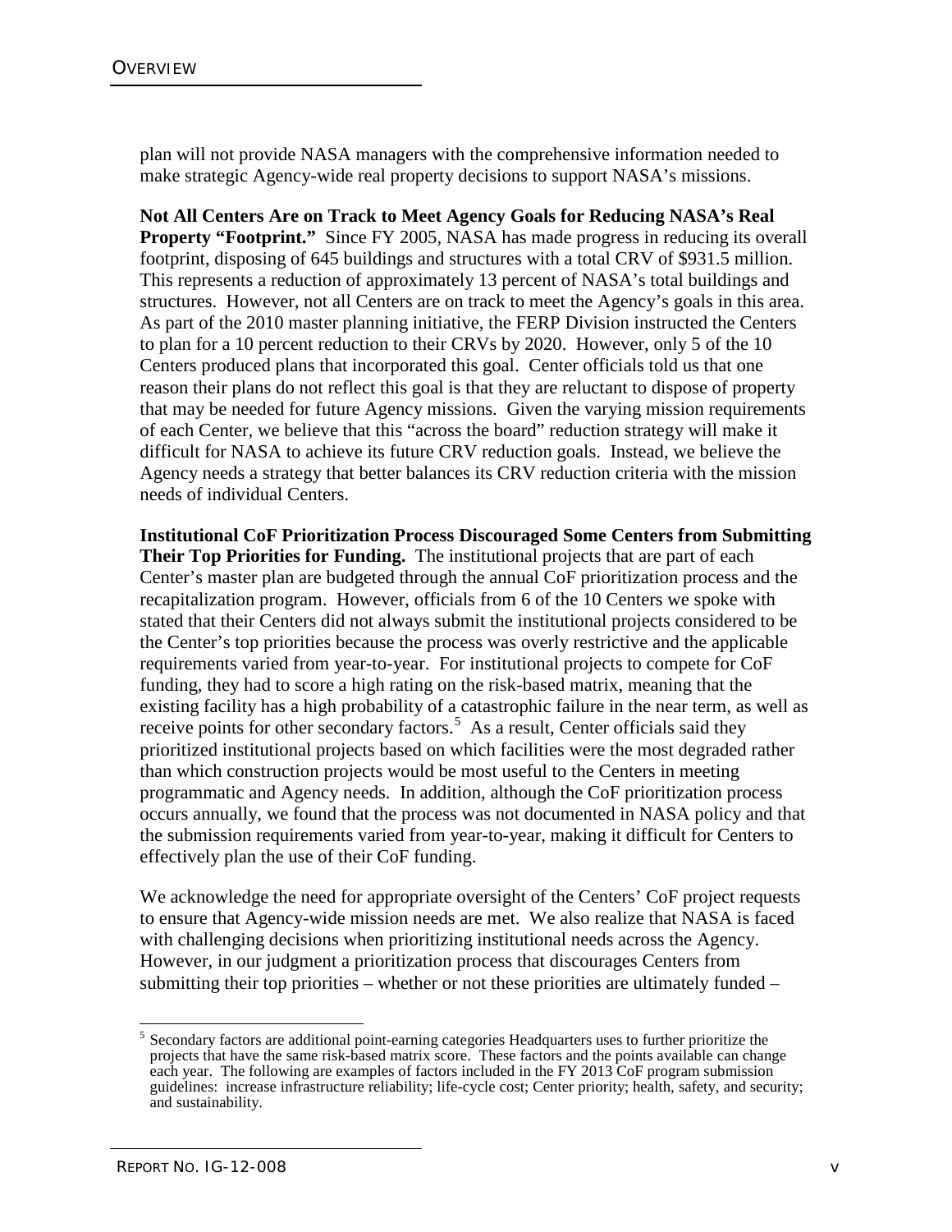plan will not provide NASA managers with the comprehensive information needed to make strategic Agency-wide real property decisions to support NASA's missions.

**Not All Centers Are on Track to Meet Agency Goals for Reducing NASA's Real Property "Footprint."** Since FY 2005, NASA has made progress in reducing its overall footprint, disposing of 645 buildings and structures with a total CRV of $931.5 million. This represents a reduction of approximately 13 percent of NASA's total buildings and structures. However, not all Centers are on track to meet the Agency's goals in this area. As part of the 2010 master planning initiative, the FERP Division instructed the Centers to plan for a 10 percent reduction to their CRVs by 2020. However, only 5 of the 10 Centers produced plans that incorporated this goal. Center officials told us that one reason their plans do not reflect this goal is that they are reluctant to dispose of property that may be needed for future Agency missions. Given the varying mission requirements of each Center, we believe that this "across the board" reduction strategy will make it difficult for NASA to achieve its future CRV reduction goals. Instead, we believe the Agency needs a strategy that better balances its CRV reduction criteria with the mission needs of individual Centers.

**Institutional CoF Prioritization Process Discouraged Some Centers from Submitting Their Top Priorities for Funding.** The institutional projects that are part of each Center's master plan are budgeted through the annual CoF prioritization process and the recapitalization program. However, officials from 6 of the 10 Centers we spoke with stated that their Centers did not always submit the institutional projects considered to be the Center's top priorities because the process was overly restrictive and the applicable requirements varied from year-to-year. For institutional projects to compete for CoF funding, they had to score a high rating on the risk-based matrix, meaning that the existing facility has a high probability of a catastrophic failure in the near term, as well as receive points for other secondary factors.[5] As a result, Center officials said they prioritized institutional projects based on which facilities were the most degraded rather than which construction projects would be most useful to the Centers in meeting programmatic and Agency needs. In addition, although the CoF prioritization process occurs annually, we found that the process was not documented in NASA policy and that the submission requirements varied from year-to-year, making it difficult for Centers to effectively plan the use of their CoF funding.

We acknowledge the need for appropriate oversight of the Centers' CoF project requests to ensure that Agency-wide mission needs are met. We also realize that NASA is faced with challenging decisions when prioritizing institutional needs across the Agency. However, in our judgment a prioritization process that discourages Centers from submitting their top priorities – whether or not these priorities are ultimately funded –

[5] Secondary factors are additional point-earning categories Headquarters uses to further prioritize the projects that have the same risk-based matrix score. These factors and the points available can change each year. The following are examples of factors included in the FY 2013 CoF program submission guidelines: increase infrastructure reliability; life-cycle cost; Center priority; health, safety, and security; and sustainability.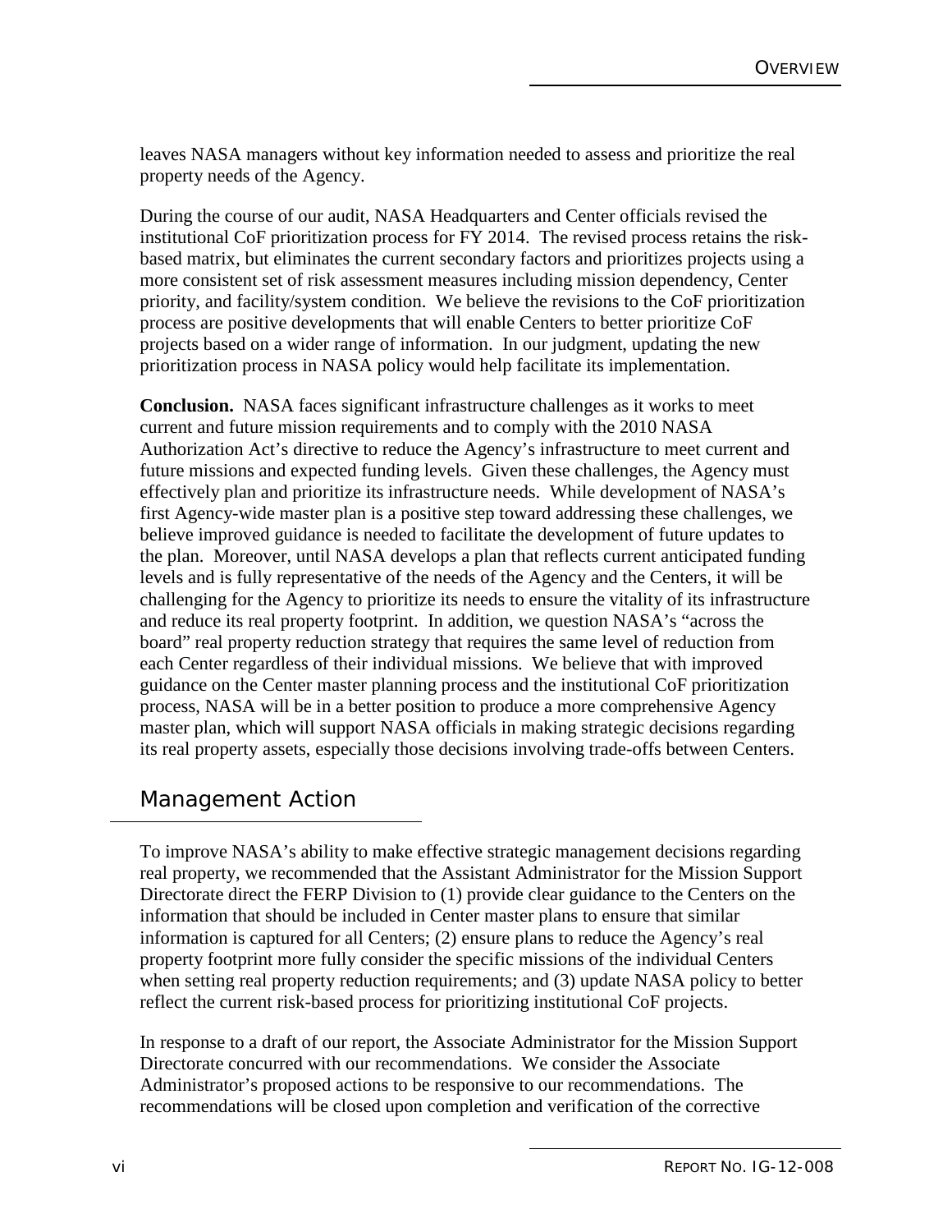leaves NASA managers without key information needed to assess and prioritize the real property needs of the Agency.

During the course of our audit, NASA Headquarters and Center officials revised the institutional CoF prioritization process for FY 2014. The revised process retains the risk-based matrix, but eliminates the current secondary factors and prioritizes projects using a more consistent set of risk assessment measures including mission dependency, Center priority, and facility/system condition. We believe the revisions to the CoF prioritization process are positive developments that will enable Centers to better prioritize CoF projects based on a wider range of information. In our judgment, updating the new prioritization process in NASA policy would help facilitate its implementation.

**Conclusion.** NASA faces significant infrastructure challenges as it works to meet current and future mission requirements and to comply with the 2010 NASA Authorization Act's directive to reduce the Agency's infrastructure to meet current and future missions and expected funding levels. Given these challenges, the Agency must effectively plan and prioritize its infrastructure needs. While development of NASA's first Agency-wide master plan is a positive step toward addressing these challenges, we believe improved guidance is needed to facilitate the development of future updates to the plan. Moreover, until NASA develops a plan that reflects current anticipated funding levels and is fully representative of the needs of the Agency and the Centers, it will be challenging for the Agency to prioritize its needs to ensure the vitality of its infrastructure and reduce its real property footprint. In addition, we question NASA's "across the board" real property reduction strategy that requires the same level of reduction from each Center regardless of their individual missions. We believe that with improved guidance on the Center master planning process and the institutional CoF prioritization process, NASA will be in a better position to produce a more comprehensive Agency master plan, which will support NASA officials in making strategic decisions regarding its real property assets, especially those decisions involving trade-offs between Centers.

## Management Action

To improve NASA's ability to make effective strategic management decisions regarding real property, we recommended that the Assistant Administrator for the Mission Support Directorate direct the FERP Division to (1) provide clear guidance to the Centers on the information that should be included in Center master plans to ensure that similar information is captured for all Centers; (2) ensure plans to reduce the Agency's real property footprint more fully consider the specific missions of the individual Centers when setting real property reduction requirements; and (3) update NASA policy to better reflect the current risk-based process for prioritizing institutional CoF projects.

In response to a draft of our report, the Associate Administrator for the Mission Support Directorate concurred with our recommendations. We consider the Associate Administrator's proposed actions to be responsive to our recommendations. The recommendations will be closed upon completion and verification of the corrective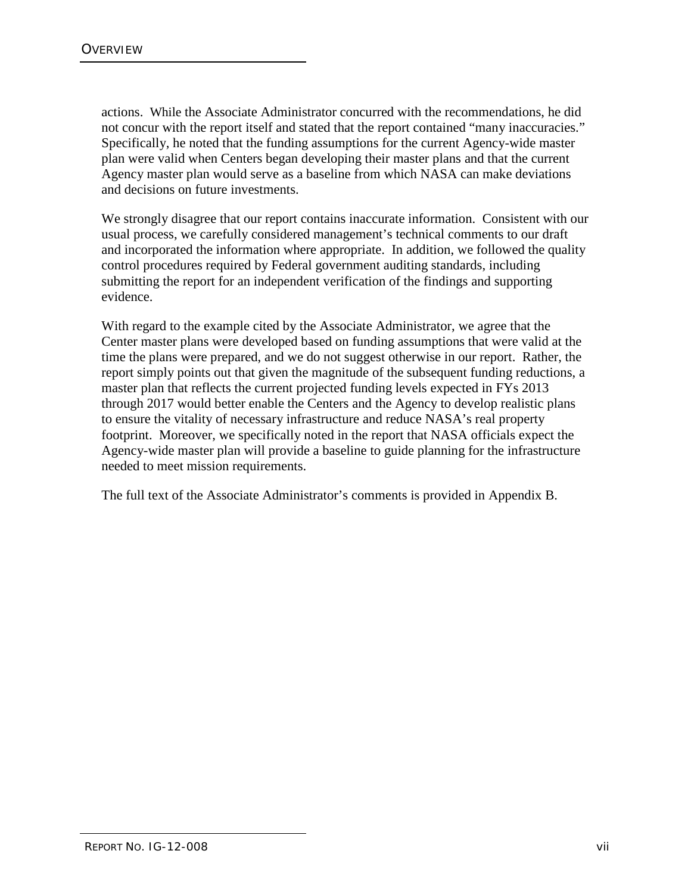actions. While the Associate Administrator concurred with the recommendations, he did not concur with the report itself and stated that the report contained "many inaccuracies." Specifically, he noted that the funding assumptions for the current Agency-wide master plan were valid when Centers began developing their master plans and that the current Agency master plan would serve as a baseline from which NASA can make deviations and decisions on future investments.

We strongly disagree that our report contains inaccurate information. Consistent with our usual process, we carefully considered management's technical comments to our draft and incorporated the information where appropriate. In addition, we followed the quality control procedures required by Federal government auditing standards, including submitting the report for an independent verification of the findings and supporting evidence.

With regard to the example cited by the Associate Administrator, we agree that the Center master plans were developed based on funding assumptions that were valid at the time the plans were prepared, and we do not suggest otherwise in our report. Rather, the report simply points out that given the magnitude of the subsequent funding reductions, a master plan that reflects the current projected funding levels expected in FYs 2013 through 2017 would better enable the Centers and the Agency to develop realistic plans to ensure the vitality of necessary infrastructure and reduce NASA's real property footprint. Moreover, we specifically noted in the report that NASA officials expect the Agency-wide master plan will provide a baseline to guide planning for the infrastructure needed to meet mission requirements.

The full text of the Associate Administrator's comments is provided in Appendix B.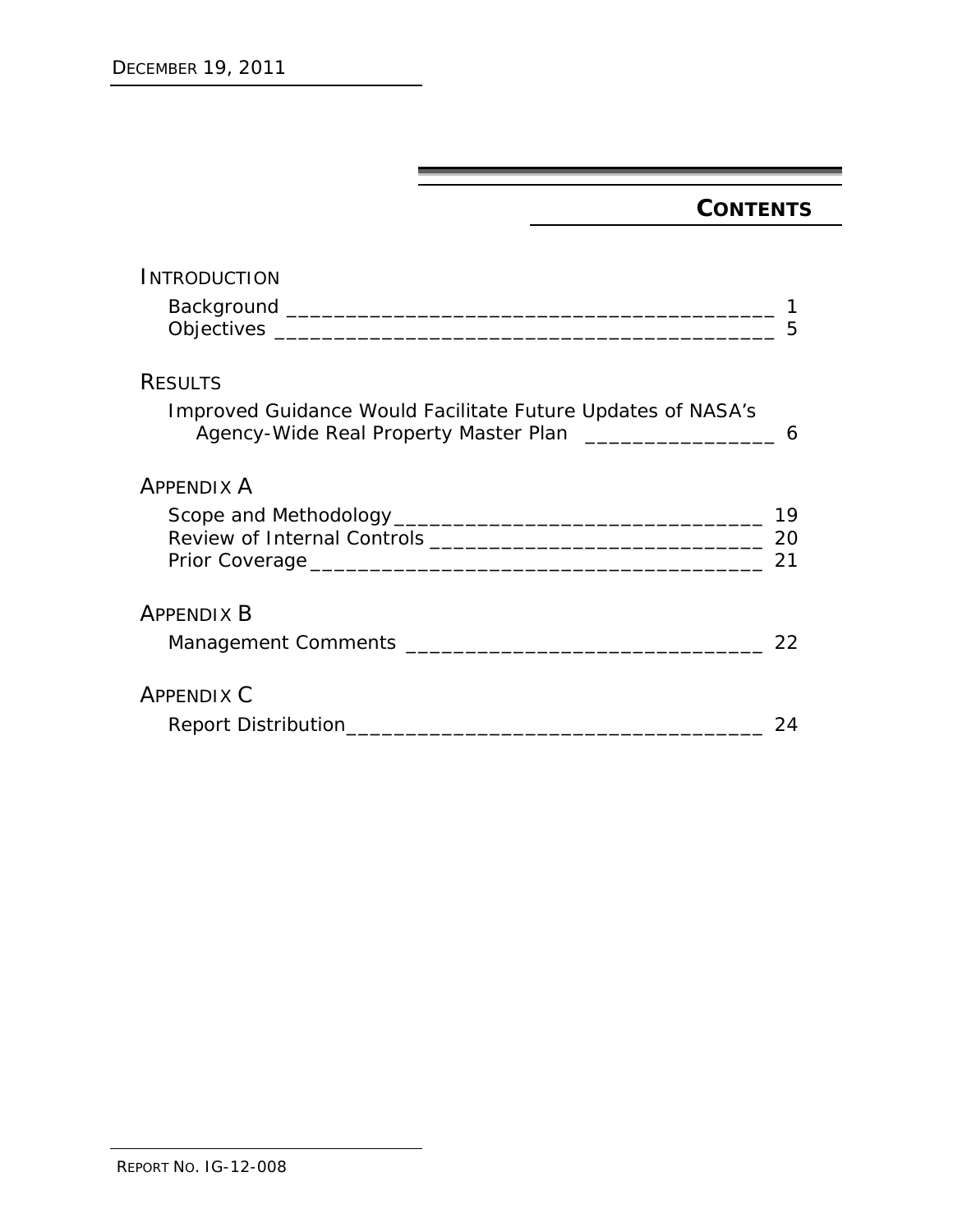# CONTENTS

## INTRODUCTION

Background ___________________________________________ 1
Objectives ____________________________________________ 5

## RESULTS

Improved Guidance Would Facilitate Future Updates of NASA's Agency-Wide Real Property Master Plan ________________ 6

## APPENDIX A

Scope and Methodology________________________________ 19
Review of Internal Controls ____________________________ 20
Prior Coverage______________________________________ 21

## APPENDIX B

Management Comments _______________________________ 22

## APPENDIX C

Report Distribution___________________________________ 24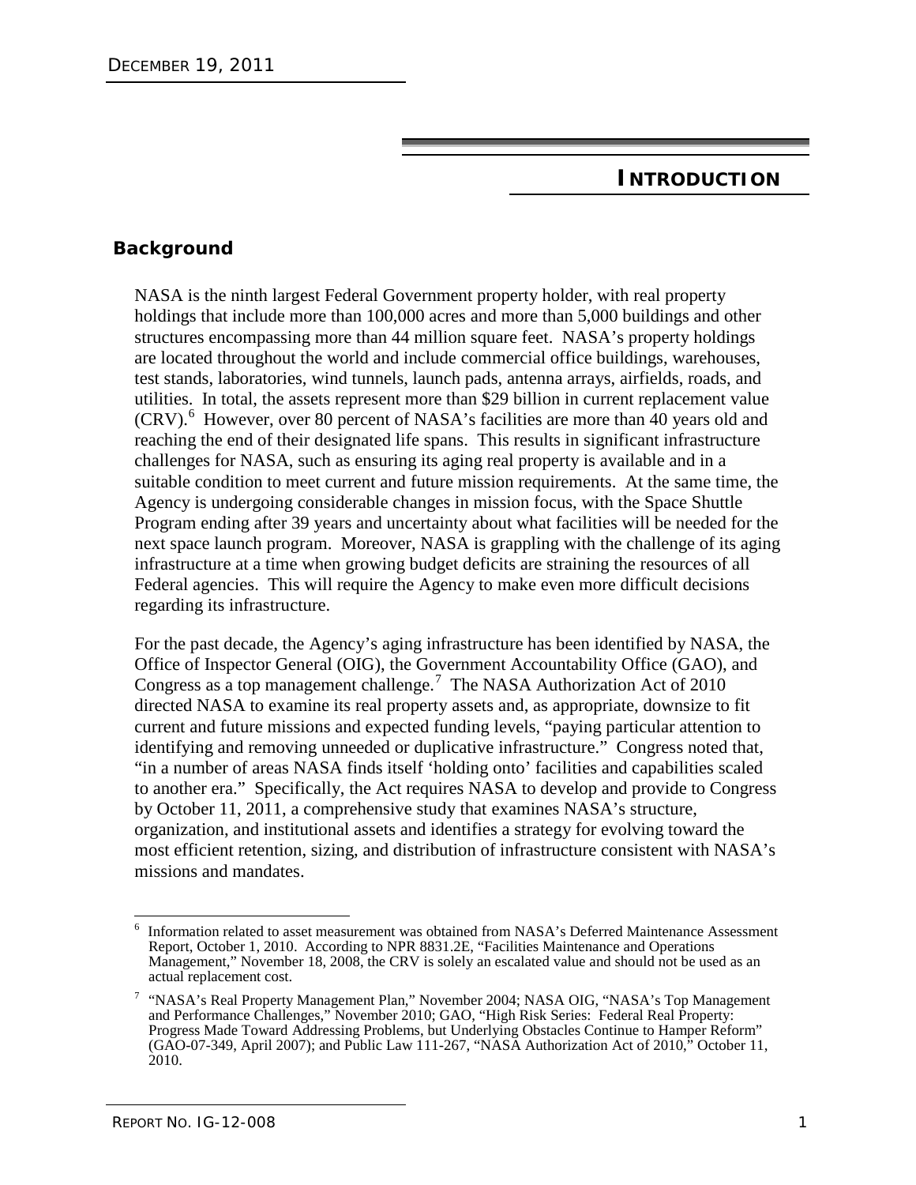# INTRODUCTION

## Background

NASA is the ninth largest Federal Government property holder, with real property holdings that include more than 100,000 acres and more than 5,000 buildings and other structures encompassing more than 44 million square feet. NASA's property holdings are located throughout the world and include commercial office buildings, warehouses, test stands, laboratories, wind tunnels, launch pads, antenna arrays, airfields, roads, and utilities. In total, the assets represent more than $29 billion in current replacement value (CRV).[6] However, over 80 percent of NASA's facilities are more than 40 years old and reaching the end of their designated life spans. This results in significant infrastructure challenges for NASA, such as ensuring its aging real property is available and in a suitable condition to meet current and future mission requirements. At the same time, the Agency is undergoing considerable changes in mission focus, with the Space Shuttle Program ending after 39 years and uncertainty about what facilities will be needed for the next space launch program. Moreover, NASA is grappling with the challenge of its aging infrastructure at a time when growing budget deficits are straining the resources of all Federal agencies. This will require the Agency to make even more difficult decisions regarding its infrastructure.

For the past decade, the Agency's aging infrastructure has been identified by NASA, the Office of Inspector General (OIG), the Government Accountability Office (GAO), and Congress as a top management challenge.[7] The NASA Authorization Act of 2010 directed NASA to examine its real property assets and, as appropriate, downsize to fit current and future missions and expected funding levels, "paying particular attention to identifying and removing unneeded or duplicative infrastructure." Congress noted that, "in a number of areas NASA finds itself 'holding onto' facilities and capabilities scaled to another era." Specifically, the Act requires NASA to develop and provide to Congress by October 11, 2011, a comprehensive study that examines NASA's structure, organization, and institutional assets and identifies a strategy for evolving toward the most efficient retention, sizing, and distribution of infrastructure consistent with NASA's missions and mandates.

---

[6] Information related to asset measurement was obtained from NASA's Deferred Maintenance Assessment Report, October 1, 2010. According to NPR 8831.2E, "Facilities Maintenance and Operations Management," November 18, 2008, the CRV is solely an escalated value and should not be used as an actual replacement cost.

[7] "NASA's Real Property Management Plan," November 2004; NASA OIG, "NASA's Top Management and Performance Challenges," November 2010; GAO, "High Risk Series: Federal Real Property: Progress Made Toward Addressing Problems, but Underlying Obstacles Continue to Hamper Reform" (GAO-07-349, April 2007); and Public Law 111-267, "NASA Authorization Act of 2010," October 11, 2010.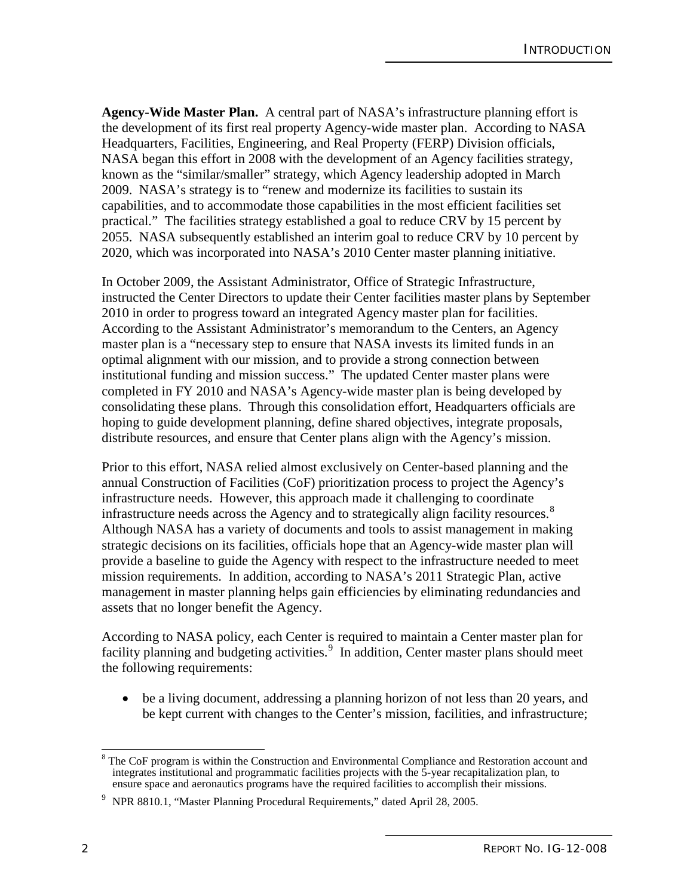**Agency-Wide Master Plan.** A central part of NASA's infrastructure planning effort is the development of its first real property Agency-wide master plan. According to NASA Headquarters, Facilities, Engineering, and Real Property (FERP) Division officials, NASA began this effort in 2008 with the development of an Agency facilities strategy, known as the "similar/smaller" strategy, which Agency leadership adopted in March 2009. NASA's strategy is to "renew and modernize its facilities to sustain its capabilities, and to accommodate those capabilities in the most efficient facilities set practical." The facilities strategy established a goal to reduce CRV by 15 percent by 2055. NASA subsequently established an interim goal to reduce CRV by 10 percent by 2020, which was incorporated into NASA's 2010 Center master planning initiative.

In October 2009, the Assistant Administrator, Office of Strategic Infrastructure, instructed the Center Directors to update their Center facilities master plans by September 2010 in order to progress toward an integrated Agency master plan for facilities. According to the Assistant Administrator's memorandum to the Centers, an Agency master plan is a "necessary step to ensure that NASA invests its limited funds in an optimal alignment with our mission, and to provide a strong connection between institutional funding and mission success." The updated Center master plans were completed in FY 2010 and NASA's Agency-wide master plan is being developed by consolidating these plans. Through this consolidation effort, Headquarters officials are hoping to guide development planning, define shared objectives, integrate proposals, distribute resources, and ensure that Center plans align with the Agency's mission.

Prior to this effort, NASA relied almost exclusively on Center-based planning and the annual Construction of Facilities (CoF) prioritization process to project the Agency's infrastructure needs. However, this approach made it challenging to coordinate infrastructure needs across the Agency and to strategically align facility resources.[8] Although NASA has a variety of documents and tools to assist management in making strategic decisions on its facilities, officials hope that an Agency-wide master plan will provide a baseline to guide the Agency with respect to the infrastructure needed to meet mission requirements. In addition, according to NASA's 2011 Strategic Plan, active management in master planning helps gain efficiencies by eliminating redundancies and assets that no longer benefit the Agency.

According to NASA policy, each Center is required to maintain a Center master plan for facility planning and budgeting activities.[9] In addition, Center master plans should meet the following requirements:

- be a living document, addressing a planning horizon of not less than 20 years, and be kept current with changes to the Center's mission, facilities, and infrastructure;

---

[8] The CoF program is within the Construction and Environmental Compliance and Restoration account and integrates institutional and programmatic facilities projects with the 5-year recapitalization plan, to ensure space and aeronautics programs have the required facilities to accomplish their missions.

[9] NPR 8810.1, "Master Planning Procedural Requirements," dated April 28, 2005.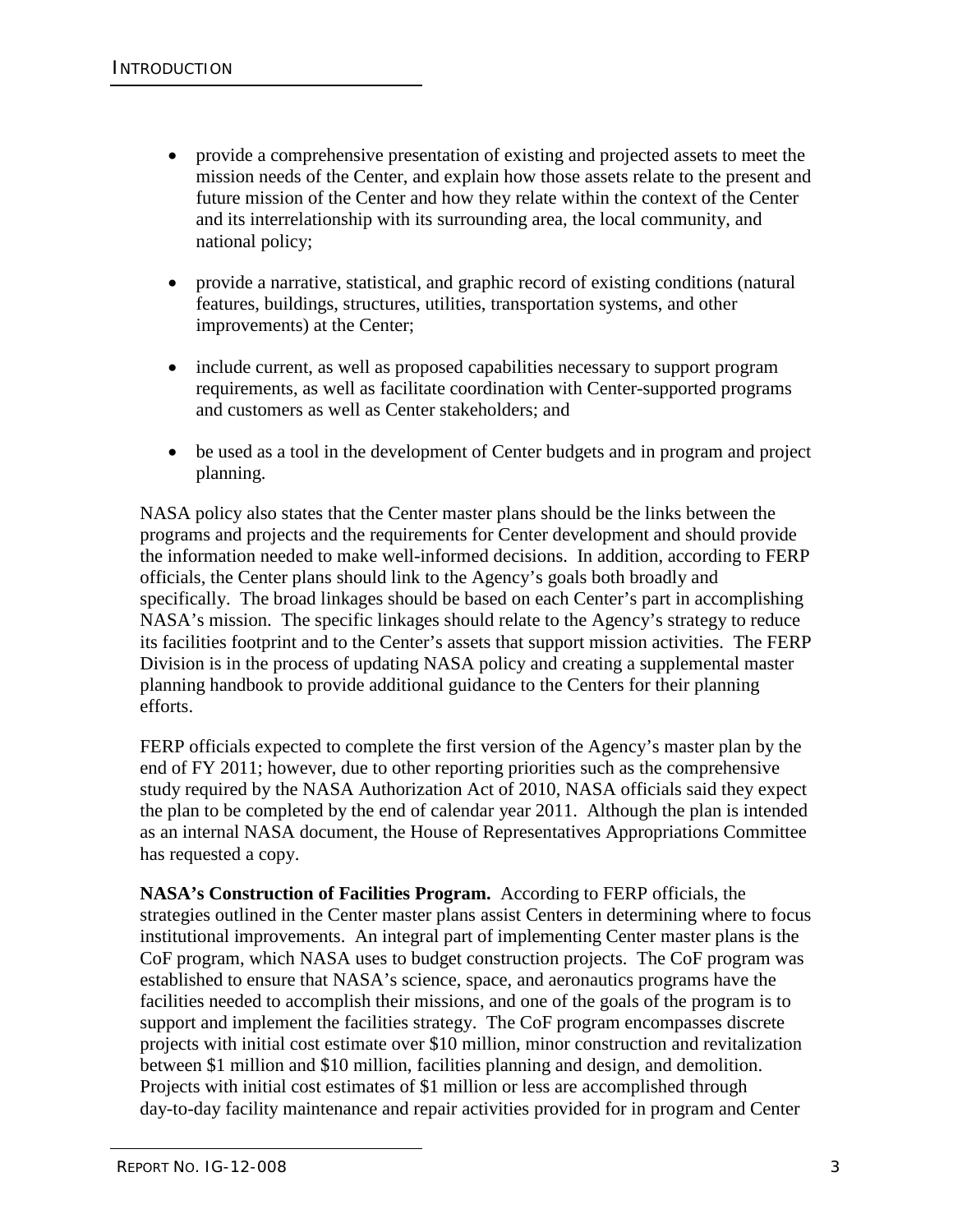- provide a comprehensive presentation of existing and projected assets to meet the mission needs of the Center, and explain how those assets relate to the present and future mission of the Center and how they relate within the context of the Center and its interrelationship with its surrounding area, the local community, and national policy;

- provide a narrative, statistical, and graphic record of existing conditions (natural features, buildings, structures, utilities, transportation systems, and other improvements) at the Center;

- include current, as well as proposed capabilities necessary to support program requirements, as well as facilitate coordination with Center-supported programs and customers as well as Center stakeholders; and

- be used as a tool in the development of Center budgets and in program and project planning.

NASA policy also states that the Center master plans should be the links between the programs and projects and the requirements for Center development and should provide the information needed to make well-informed decisions. In addition, according to FERP officials, the Center plans should link to the Agency's goals both broadly and specifically. The broad linkages should be based on each Center's part in accomplishing NASA's mission. The specific linkages should relate to the Agency's strategy to reduce its facilities footprint and to the Center's assets that support mission activities. The FERP Division is in the process of updating NASA policy and creating a supplemental master planning handbook to provide additional guidance to the Centers for their planning efforts.

FERP officials expected to complete the first version of the Agency's master plan by the end of FY 2011; however, due to other reporting priorities such as the comprehensive study required by the NASA Authorization Act of 2010, NASA officials said they expect the plan to be completed by the end of calendar year 2011. Although the plan is intended as an internal NASA document, the House of Representatives Appropriations Committee has requested a copy.

**NASA's Construction of Facilities Program.** According to FERP officials, the strategies outlined in the Center master plans assist Centers in determining where to focus institutional improvements. An integral part of implementing Center master plans is the CoF program, which NASA uses to budget construction projects. The CoF program was established to ensure that NASA's science, space, and aeronautics programs have the facilities needed to accomplish their missions, and one of the goals of the program is to support and implement the facilities strategy. The CoF program encompasses discrete projects with initial cost estimate over $10 million, minor construction and revitalization between $1 million and $10 million, facilities planning and design, and demolition. Projects with initial cost estimates of $1 million or less are accomplished through day-to-day facility maintenance and repair activities provided for in program and Center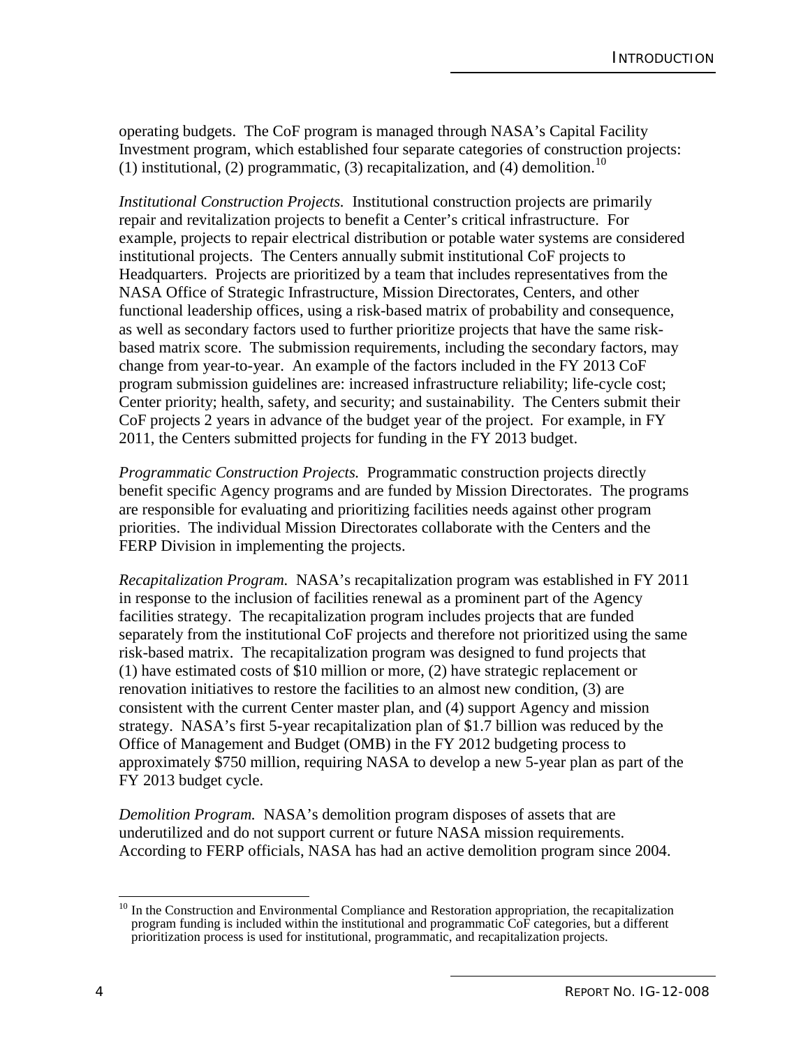operating budgets. The CoF program is managed through NASA's Capital Facility Investment program, which established four separate categories of construction projects: (1) institutional, (2) programmatic, (3) recapitalization, and (4) demolition.[10]

*Institutional Construction Projects.* Institutional construction projects are primarily repair and revitalization projects to benefit a Center's critical infrastructure. For example, projects to repair electrical distribution or potable water systems are considered institutional projects. The Centers annually submit institutional CoF projects to Headquarters. Projects are prioritized by a team that includes representatives from the NASA Office of Strategic Infrastructure, Mission Directorates, Centers, and other functional leadership offices, using a risk-based matrix of probability and consequence, as well as secondary factors used to further prioritize projects that have the same risk-based matrix score. The submission requirements, including the secondary factors, may change from year-to-year. An example of the factors included in the FY 2013 CoF program submission guidelines are: increased infrastructure reliability; life-cycle cost; Center priority; health, safety, and security; and sustainability. The Centers submit their CoF projects 2 years in advance of the budget year of the project. For example, in FY 2011, the Centers submitted projects for funding in the FY 2013 budget.

*Programmatic Construction Projects.* Programmatic construction projects directly benefit specific Agency programs and are funded by Mission Directorates. The programs are responsible for evaluating and prioritizing facilities needs against other program priorities. The individual Mission Directorates collaborate with the Centers and the FERP Division in implementing the projects.

*Recapitalization Program.* NASA's recapitalization program was established in FY 2011 in response to the inclusion of facilities renewal as a prominent part of the Agency facilities strategy. The recapitalization program includes projects that are funded separately from the institutional CoF projects and therefore not prioritized using the same risk-based matrix. The recapitalization program was designed to fund projects that (1) have estimated costs of $10 million or more, (2) have strategic replacement or renovation initiatives to restore the facilities to an almost new condition, (3) are consistent with the current Center master plan, and (4) support Agency and mission strategy. NASA's first 5-year recapitalization plan of $1.7 billion was reduced by the Office of Management and Budget (OMB) in the FY 2012 budgeting process to approximately $750 million, requiring NASA to develop a new 5-year plan as part of the FY 2013 budget cycle.

*Demolition Program.* NASA's demolition program disposes of assets that are underutilized and do not support current or future NASA mission requirements. According to FERP officials, NASA has had an active demolition program since 2004.

---

[10] In the Construction and Environmental Compliance and Restoration appropriation, the recapitalization program funding is included within the institutional and programmatic CoF categories, but a different prioritization process is used for institutional, programmatic, and recapitalization projects.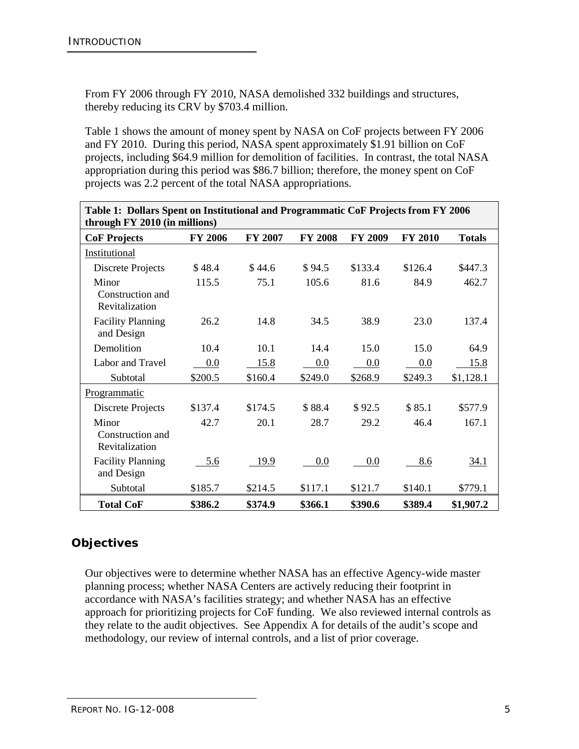From FY 2006 through FY 2010, NASA demolished 332 buildings and structures, thereby reducing its CRV by $703.4 million.

Table 1 shows the amount of money spent by NASA on CoF projects between FY 2006 and FY 2010. During this period, NASA spent approximately $1.91 billion on CoF projects, including $64.9 million for demolition of facilities. In contrast, the total NASA appropriation during this period was $86.7 billion; therefore, the money spent on CoF projects was 2.2 percent of the total NASA appropriations.

**Table 1: Dollars Spent on Institutional and Programmatic CoF Projects from FY 2006 through FY 2010 (in millions)**

| CoF Projects | FY 2006 | FY 2007 | FY 2008 | FY 2009 | FY 2010 | Totals |
|---|---|---|---|---|---|---|
| Institutional | | | | | | |
| Discrete Projects | $ 48.4 | $ 44.6 | $ 94.5 | $133.4 | $126.4 | $447.3 |
| Minor Construction and Revitalization | 115.5 | 75.1 | 105.6 | 81.6 | 84.9 | 462.7 |
| Facility Planning and Design | 26.2 | 14.8 | 34.5 | 38.9 | 23.0 | 137.4 |
| Demolition | 10.4 | 10.1 | 14.4 | 15.0 | 15.0 | 64.9 |
| Labor and Travel | 0.0 | 15.8 | 0.0 | 0.0 | 0.0 | 15.8 |
| Subtotal | $200.5 | $160.4 | $249.0 | $268.9 | $249.3 | $1,128.1 |
| Programmatic | | | | | | |
| Discrete Projects | $137.4 | $174.5 | $ 88.4 | $ 92.5 | $ 85.1 | $577.9 |
| Minor Construction and Revitalization | 42.7 | 20.1 | 28.7 | 29.2 | 46.4 | 167.1 |
| Facility Planning and Design | 5.6 | 19.9 | 0.0 | 0.0 | 8.6 | 34.1 |
| Subtotal | $185.7 | $214.5 | $117.1 | $121.7 | $140.1 | $779.1 |
| **Total CoF** | **$386.2** | **$374.9** | **$366.1** | **$390.6** | **$389.4** | **$1,907.2** |

## Objectives

Our objectives were to determine whether NASA has an effective Agency-wide master planning process; whether NASA Centers are actively reducing their footprint in accordance with NASA's facilities strategy; and whether NASA has an effective approach for prioritizing projects for CoF funding. We also reviewed internal controls as they relate to the audit objectives. See Appendix A for details of the audit's scope and methodology, our review of internal controls, and a list of prior coverage.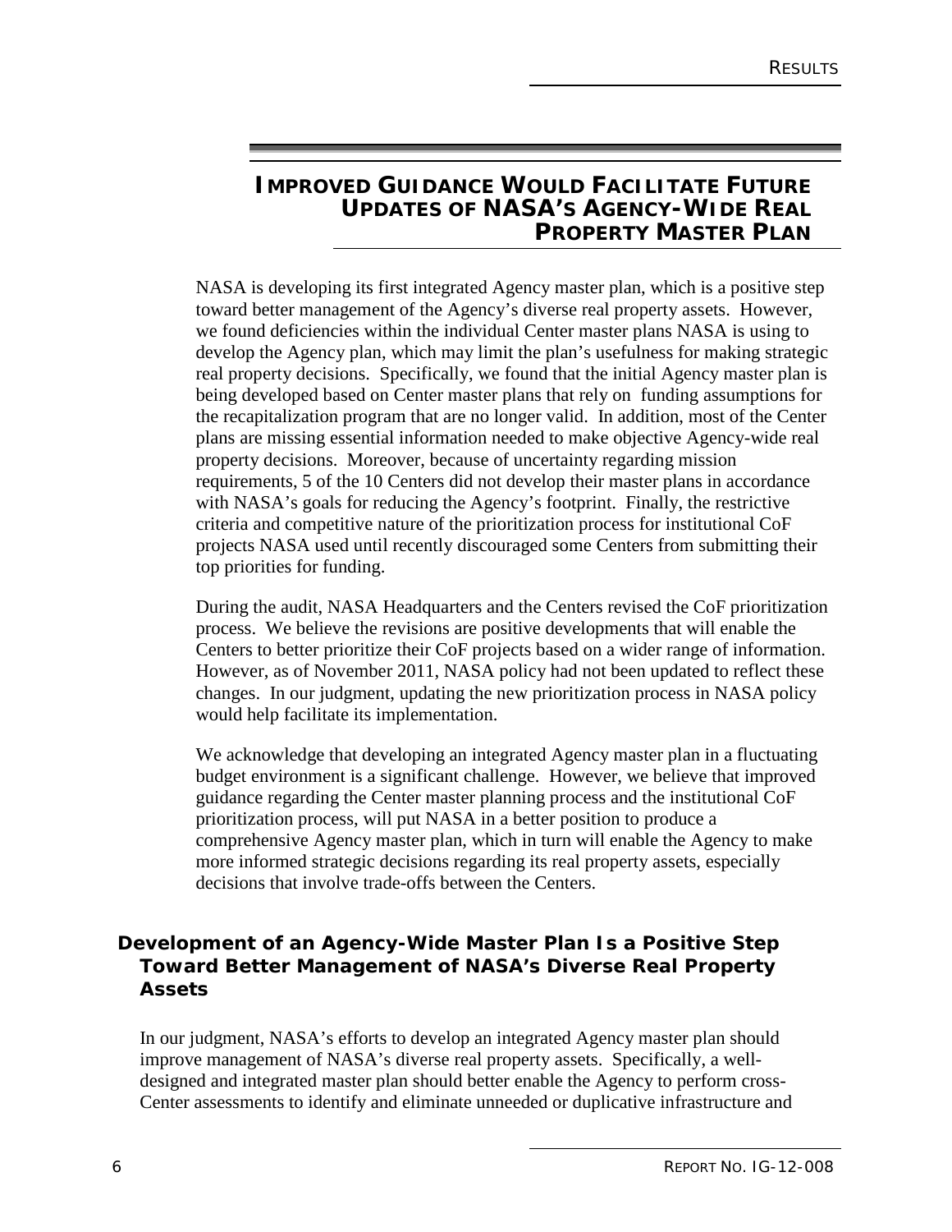## IMPROVED GUIDANCE WOULD FACILITATE FUTURE UPDATES OF NASA'S AGENCY-WIDE REAL PROPERTY MASTER PLAN

NASA is developing its first integrated Agency master plan, which is a positive step toward better management of the Agency's diverse real property assets. However, we found deficiencies within the individual Center master plans NASA is using to develop the Agency plan, which may limit the plan's usefulness for making strategic real property decisions. Specifically, we found that the initial Agency master plan is being developed based on Center master plans that rely on funding assumptions for the recapitalization program that are no longer valid. In addition, most of the Center plans are missing essential information needed to make objective Agency-wide real property decisions. Moreover, because of uncertainty regarding mission requirements, 5 of the 10 Centers did not develop their master plans in accordance with NASA's goals for reducing the Agency's footprint. Finally, the restrictive criteria and competitive nature of the prioritization process for institutional CoF projects NASA used until recently discouraged some Centers from submitting their top priorities for funding.

During the audit, NASA Headquarters and the Centers revised the CoF prioritization process. We believe the revisions are positive developments that will enable the Centers to better prioritize their CoF projects based on a wider range of information. However, as of November 2011, NASA policy had not been updated to reflect these changes. In our judgment, updating the new prioritization process in NASA policy would help facilitate its implementation.

We acknowledge that developing an integrated Agency master plan in a fluctuating budget environment is a significant challenge. However, we believe that improved guidance regarding the Center master planning process and the institutional CoF prioritization process, will put NASA in a better position to produce a comprehensive Agency master plan, which in turn will enable the Agency to make more informed strategic decisions regarding its real property assets, especially decisions that involve trade-offs between the Centers.

### Development of an Agency-Wide Master Plan Is a Positive Step Toward Better Management of NASA's Diverse Real Property Assets

In our judgment, NASA's efforts to develop an integrated Agency master plan should improve management of NASA's diverse real property assets. Specifically, a well-designed and integrated master plan should better enable the Agency to perform cross-Center assessments to identify and eliminate unneeded or duplicative infrastructure and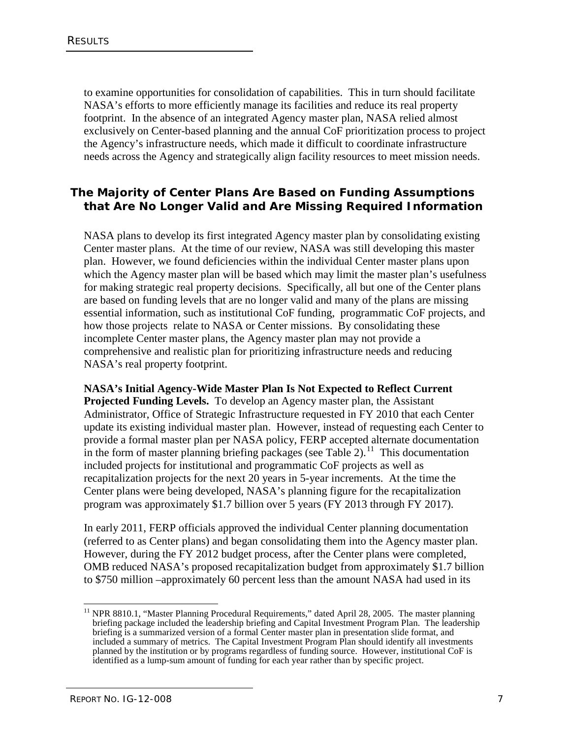to examine opportunities for consolidation of capabilities. This in turn should facilitate NASA's efforts to more efficiently manage its facilities and reduce its real property footprint. In the absence of an integrated Agency master plan, NASA relied almost exclusively on Center-based planning and the annual CoF prioritization process to project the Agency's infrastructure needs, which made it difficult to coordinate infrastructure needs across the Agency and strategically align facility resources to meet mission needs.

## The Majority of Center Plans Are Based on Funding Assumptions that Are No Longer Valid and Are Missing Required Information

NASA plans to develop its first integrated Agency master plan by consolidating existing Center master plans. At the time of our review, NASA was still developing this master plan. However, we found deficiencies within the individual Center master plans upon which the Agency master plan will be based which may limit the master plan's usefulness for making strategic real property decisions. Specifically, all but one of the Center plans are based on funding levels that are no longer valid and many of the plans are missing essential information, such as institutional CoF funding, programmatic CoF projects, and how those projects relate to NASA or Center missions. By consolidating these incomplete Center master plans, the Agency master plan may not provide a comprehensive and realistic plan for prioritizing infrastructure needs and reducing NASA's real property footprint.

**NASA's Initial Agency-Wide Master Plan Is Not Expected to Reflect Current Projected Funding Levels.** To develop an Agency master plan, the Assistant Administrator, Office of Strategic Infrastructure requested in FY 2010 that each Center update its existing individual master plan. However, instead of requesting each Center to provide a formal master plan per NASA policy, FERP accepted alternate documentation in the form of master planning briefing packages (see Table 2).[11] This documentation included projects for institutional and programmatic CoF projects as well as recapitalization projects for the next 20 years in 5-year increments. At the time the Center plans were being developed, NASA's planning figure for the recapitalization program was approximately $1.7 billion over 5 years (FY 2013 through FY 2017).

In early 2011, FERP officials approved the individual Center planning documentation (referred to as Center plans) and began consolidating them into the Agency master plan. However, during the FY 2012 budget process, after the Center plans were completed, OMB reduced NASA's proposed recapitalization budget from approximately $1.7 billion to $750 million –approximately 60 percent less than the amount NASA had used in its

---

[11] NPR 8810.1, "Master Planning Procedural Requirements," dated April 28, 2005. The master planning briefing package included the leadership briefing and Capital Investment Program Plan. The leadership briefing is a summarized version of a formal Center master plan in presentation slide format, and included a summary of metrics. The Capital Investment Program Plan should identify all investments planned by the institution or by programs regardless of funding source. However, institutional CoF is identified as a lump-sum amount of funding for each year rather than by specific project.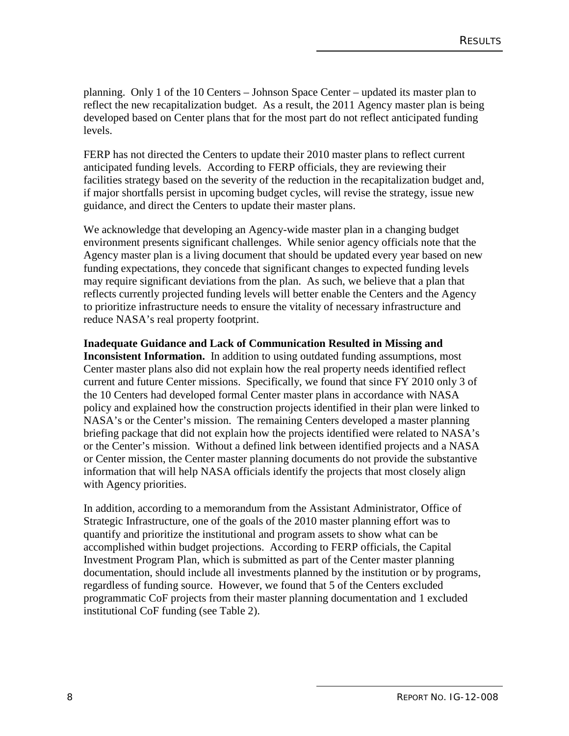planning. Only 1 of the 10 Centers – Johnson Space Center – updated its master plan to reflect the new recapitalization budget. As a result, the 2011 Agency master plan is being developed based on Center plans that for the most part do not reflect anticipated funding levels.

FERP has not directed the Centers to update their 2010 master plans to reflect current anticipated funding levels. According to FERP officials, they are reviewing their facilities strategy based on the severity of the reduction in the recapitalization budget and, if major shortfalls persist in upcoming budget cycles, will revise the strategy, issue new guidance, and direct the Centers to update their master plans.

We acknowledge that developing an Agency-wide master plan in a changing budget environment presents significant challenges. While senior agency officials note that the Agency master plan is a living document that should be updated every year based on new funding expectations, they concede that significant changes to expected funding levels may require significant deviations from the plan. As such, we believe that a plan that reflects currently projected funding levels will better enable the Centers and the Agency to prioritize infrastructure needs to ensure the vitality of necessary infrastructure and reduce NASA's real property footprint.

**Inadequate Guidance and Lack of Communication Resulted in Missing and Inconsistent Information.** In addition to using outdated funding assumptions, most Center master plans also did not explain how the real property needs identified reflect current and future Center missions. Specifically, we found that since FY 2010 only 3 of the 10 Centers had developed formal Center master plans in accordance with NASA policy and explained how the construction projects identified in their plan were linked to NASA's or the Center's mission. The remaining Centers developed a master planning briefing package that did not explain how the projects identified were related to NASA's or the Center's mission. Without a defined link between identified projects and a NASA or Center mission, the Center master planning documents do not provide the substantive information that will help NASA officials identify the projects that most closely align with Agency priorities.

In addition, according to a memorandum from the Assistant Administrator, Office of Strategic Infrastructure, one of the goals of the 2010 master planning effort was to quantify and prioritize the institutional and program assets to show what can be accomplished within budget projections. According to FERP officials, the Capital Investment Program Plan, which is submitted as part of the Center master planning documentation, should include all investments planned by the institution or by programs, regardless of funding source. However, we found that 5 of the Centers excluded programmatic CoF projects from their master planning documentation and 1 excluded institutional CoF funding (see Table 2).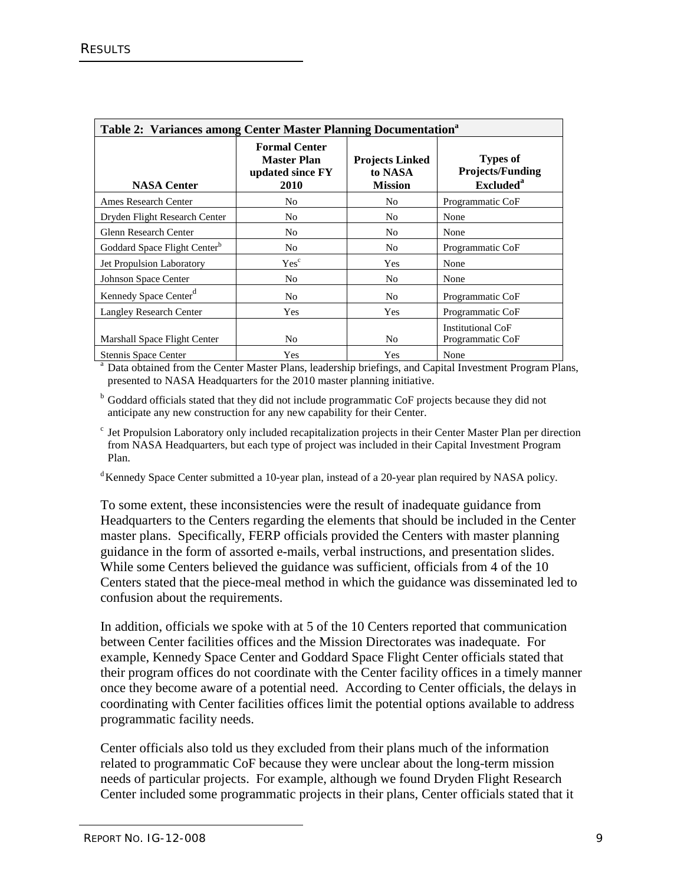**Table 2: Variances among Center Master Planning Documentation[a]**

| NASA Center | Formal Center Master Plan updated since FY 2010 | Projects Linked to NASA Mission | Types of Projects/Funding Excluded[a] |
|---|---|---|---|
| Ames Research Center | No | No | Programmatic CoF |
| Dryden Flight Research Center | No | No | None |
| Glenn Research Center | No | No | None |
| Goddard Space Flight Center[b] | No | No | Programmatic CoF |
| Jet Propulsion Laboratory | Yes[c] | Yes | None |
| Johnson Space Center | No | No | None |
| Kennedy Space Center[d] | No | No | Programmatic CoF |
| Langley Research Center | Yes | Yes | Programmatic CoF |
| Marshall Space Flight Center | No | No | Institutional CoF Programmatic CoF |
| Stennis Space Center | Yes | Yes | None |

[a] Data obtained from the Center Master Plans, leadership briefings, and Capital Investment Program Plans, presented to NASA Headquarters for the 2010 master planning initiative.

[b] Goddard officials stated that they did not include programmatic CoF projects because they did not anticipate any new construction for any new capability for their Center.

[c] Jet Propulsion Laboratory only included recapitalization projects in their Center Master Plan per direction from NASA Headquarters, but each type of project was included in their Capital Investment Program Plan.

[d] Kennedy Space Center submitted a 10-year plan, instead of a 20-year plan required by NASA policy.

To some extent, these inconsistencies were the result of inadequate guidance from Headquarters to the Centers regarding the elements that should be included in the Center master plans. Specifically, FERP officials provided the Centers with master planning guidance in the form of assorted e-mails, verbal instructions, and presentation slides. While some Centers believed the guidance was sufficient, officials from 4 of the 10 Centers stated that the piece-meal method in which the guidance was disseminated led to confusion about the requirements.

In addition, officials we spoke with at 5 of the 10 Centers reported that communication between Center facilities offices and the Mission Directorates was inadequate. For example, Kennedy Space Center and Goddard Space Flight Center officials stated that their program offices do not coordinate with the Center facility offices in a timely manner once they become aware of a potential need. According to Center officials, the delays in coordinating with Center facilities offices limit the potential options available to address programmatic facility needs.

Center officials also told us they excluded from their plans much of the information related to programmatic CoF because they were unclear about the long-term mission needs of particular projects. For example, although we found Dryden Flight Research Center included some programmatic projects in their plans, Center officials stated that it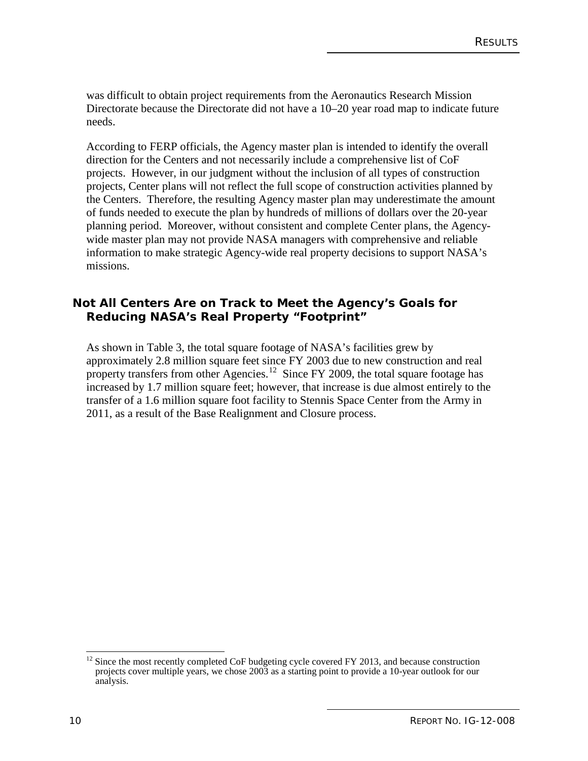was difficult to obtain project requirements from the Aeronautics Research Mission Directorate because the Directorate did not have a 10–20 year road map to indicate future needs.

According to FERP officials, the Agency master plan is intended to identify the overall direction for the Centers and not necessarily include a comprehensive list of CoF projects. However, in our judgment without the inclusion of all types of construction projects, Center plans will not reflect the full scope of construction activities planned by the Centers. Therefore, the resulting Agency master plan may underestimate the amount of funds needed to execute the plan by hundreds of millions of dollars over the 20-year planning period. Moreover, without consistent and complete Center plans, the Agency-wide master plan may not provide NASA managers with comprehensive and reliable information to make strategic Agency-wide real property decisions to support NASA's missions.

## Not All Centers Are on Track to Meet the Agency's Goals for Reducing NASA's Real Property "Footprint"

As shown in Table 3, the total square footage of NASA's facilities grew by approximately 2.8 million square feet since FY 2003 due to new construction and real property transfers from other Agencies.[12] Since FY 2009, the total square footage has increased by 1.7 million square feet; however, that increase is due almost entirely to the transfer of a 1.6 million square foot facility to Stennis Space Center from the Army in 2011, as a result of the Base Realignment and Closure process.

---

[12] Since the most recently completed CoF budgeting cycle covered FY 2013, and because construction projects cover multiple years, we chose 2003 as a starting point to provide a 10-year outlook for our analysis.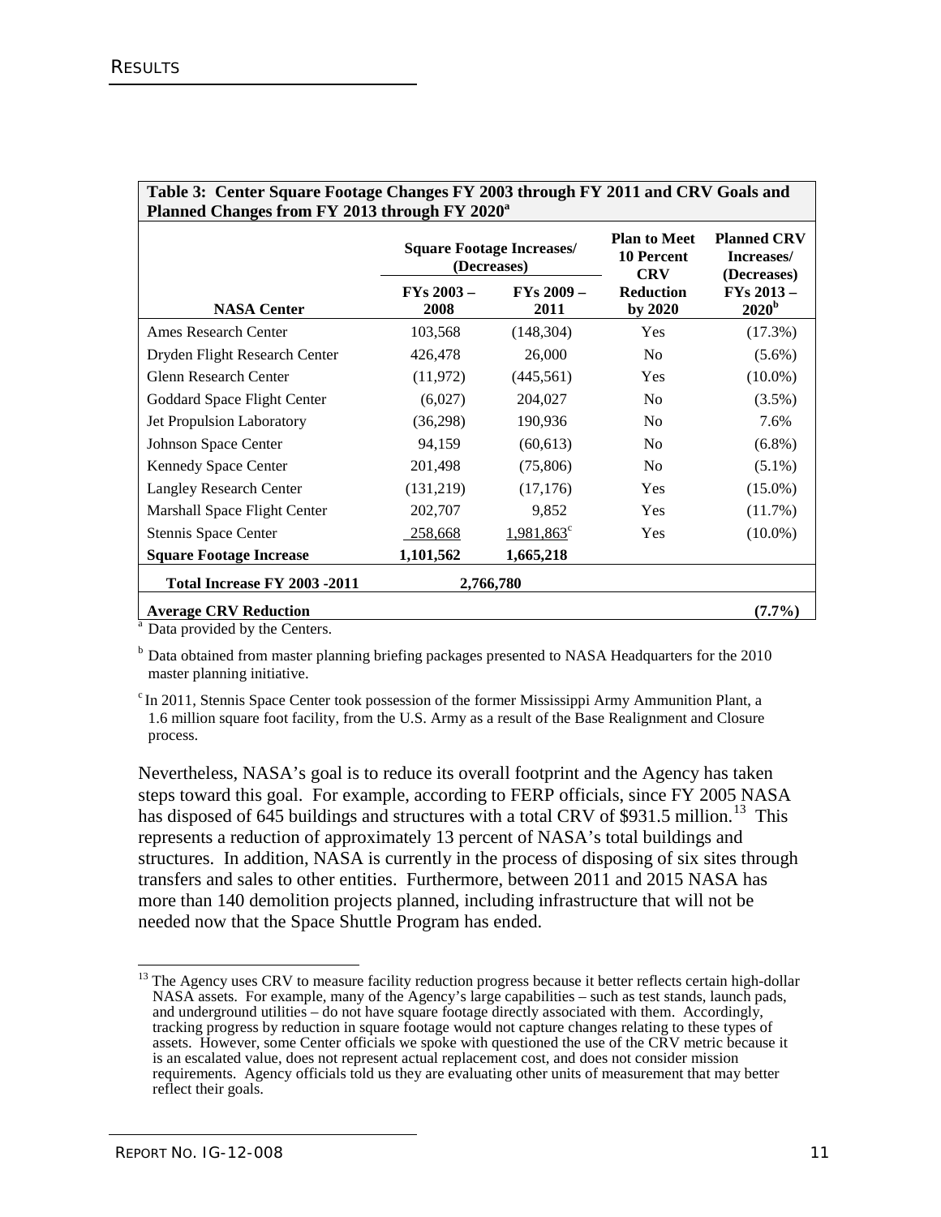**Table 3: Center Square Footage Changes FY 2003 through FY 2011 and CRV Goals and Planned Changes from FY 2013 through FY 2020[a]**

| NASA Center | Square Footage Increases/ (Decreases) FYs 2003 – 2008 | Square Footage Increases/ (Decreases) FYs 2009 – 2011 | Plan to Meet 10 Percent CRV Reduction by 2020 | Planned CRV Increases/ (Decreases) FYs 2013 – 2020[b] |
|---|---|---|---|---|
| Ames Research Center | 103,568 | (148,304) | Yes | (17.3%) |
| Dryden Flight Research Center | 426,478 | 26,000 | No | (5.6%) |
| Glenn Research Center | (11,972) | (445,561) | Yes | (10.0%) |
| Goddard Space Flight Center | (6,027) | 204,027 | No | (3.5%) |
| Jet Propulsion Laboratory | (36,298) | 190,936 | No | 7.6% |
| Johnson Space Center | 94,159 | (60,613) | No | (6.8%) |
| Kennedy Space Center | 201,498 | (75,806) | No | (5.1%) |
| Langley Research Center | (131,219) | (17,176) | Yes | (15.0%) |
| Marshall Space Flight Center | 202,707 | 9,852 | Yes | (11.7%) |
| Stennis Space Center | 258,668 | 1,981,863[c] | Yes | (10.0%) |
| **Square Footage Increase** | **1,101,562** | **1,665,218** | | |
| **Total Increase FY 2003 -2011** | **2,766,780** | | | |
| **Average CRV Reduction** | | | | **(7.7%)** |

[a] Data provided by the Centers.

[b] Data obtained from master planning briefing packages presented to NASA Headquarters for the 2010 master planning initiative.

[c] In 2011, Stennis Space Center took possession of the former Mississippi Army Ammunition Plant, a 1.6 million square foot facility, from the U.S. Army as a result of the Base Realignment and Closure process.

Nevertheless, NASA's goal is to reduce its overall footprint and the Agency has taken steps toward this goal. For example, according to FERP officials, since FY 2005 NASA has disposed of 645 buildings and structures with a total CRV of $931.5 million.[13] This represents a reduction of approximately 13 percent of NASA's total buildings and structures. In addition, NASA is currently in the process of disposing of six sites through transfers and sales to other entities. Furthermore, between 2011 and 2015 NASA has more than 140 demolition projects planned, including infrastructure that will not be needed now that the Space Shuttle Program has ended.

[13] The Agency uses CRV to measure facility reduction progress because it better reflects certain high-dollar NASA assets. For example, many of the Agency's large capabilities – such as test stands, launch pads, and underground utilities – do not have square footage directly associated with them. Accordingly, tracking progress by reduction in square footage would not capture changes relating to these types of assets. However, some Center officials we spoke with questioned the use of the CRV metric because it is an escalated value, does not represent actual replacement cost, and does not consider mission requirements. Agency officials told us they are evaluating other units of measurement that may better reflect their goals.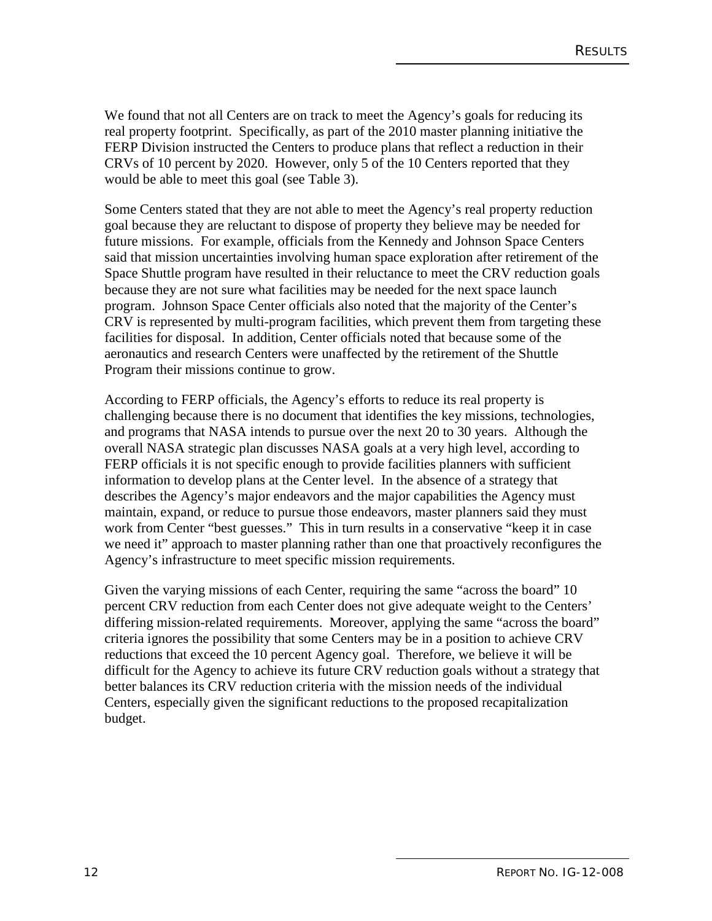We found that not all Centers are on track to meet the Agency's goals for reducing its real property footprint. Specifically, as part of the 2010 master planning initiative the FERP Division instructed the Centers to produce plans that reflect a reduction in their CRVs of 10 percent by 2020. However, only 5 of the 10 Centers reported that they would be able to meet this goal (see Table 3).

Some Centers stated that they are not able to meet the Agency's real property reduction goal because they are reluctant to dispose of property they believe may be needed for future missions. For example, officials from the Kennedy and Johnson Space Centers said that mission uncertainties involving human space exploration after retirement of the Space Shuttle program have resulted in their reluctance to meet the CRV reduction goals because they are not sure what facilities may be needed for the next space launch program. Johnson Space Center officials also noted that the majority of the Center's CRV is represented by multi-program facilities, which prevent them from targeting these facilities for disposal. In addition, Center officials noted that because some of the aeronautics and research Centers were unaffected by the retirement of the Shuttle Program their missions continue to grow.

According to FERP officials, the Agency's efforts to reduce its real property is challenging because there is no document that identifies the key missions, technologies, and programs that NASA intends to pursue over the next 20 to 30 years. Although the overall NASA strategic plan discusses NASA goals at a very high level, according to FERP officials it is not specific enough to provide facilities planners with sufficient information to develop plans at the Center level. In the absence of a strategy that describes the Agency's major endeavors and the major capabilities the Agency must maintain, expand, or reduce to pursue those endeavors, master planners said they must work from Center "best guesses." This in turn results in a conservative "keep it in case we need it" approach to master planning rather than one that proactively reconfigures the Agency's infrastructure to meet specific mission requirements.

Given the varying missions of each Center, requiring the same "across the board" 10 percent CRV reduction from each Center does not give adequate weight to the Centers' differing mission-related requirements. Moreover, applying the same "across the board" criteria ignores the possibility that some Centers may be in a position to achieve CRV reductions that exceed the 10 percent Agency goal. Therefore, we believe it will be difficult for the Agency to achieve its future CRV reduction goals without a strategy that better balances its CRV reduction criteria with the mission needs of the individual Centers, especially given the significant reductions to the proposed recapitalization budget.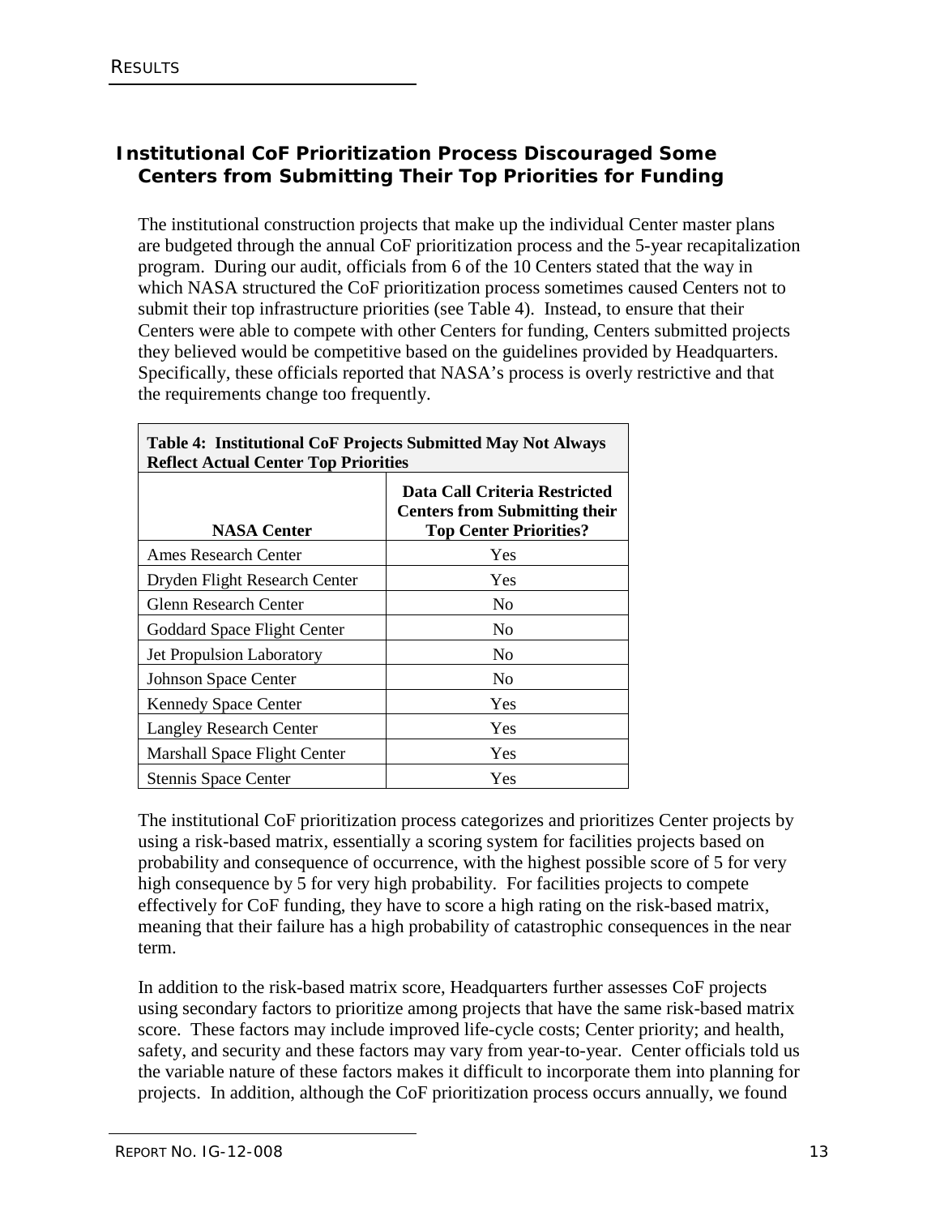## Institutional CoF Prioritization Process Discouraged Some Centers from Submitting Their Top Priorities for Funding

The institutional construction projects that make up the individual Center master plans are budgeted through the annual CoF prioritization process and the 5-year recapitalization program. During our audit, officials from 6 of the 10 Centers stated that the way in which NASA structured the CoF prioritization process sometimes caused Centers not to submit their top infrastructure priorities (see Table 4). Instead, to ensure that their Centers were able to compete with other Centers for funding, Centers submitted projects they believed would be competitive based on the guidelines provided by Headquarters. Specifically, these officials reported that NASA's process is overly restrictive and that the requirements change too frequently.

**Table 4: Institutional CoF Projects Submitted May Not Always Reflect Actual Center Top Priorities**

| NASA Center | Data Call Criteria Restricted Centers from Submitting their Top Center Priorities? |
|---|---|
| Ames Research Center | Yes |
| Dryden Flight Research Center | Yes |
| Glenn Research Center | No |
| Goddard Space Flight Center | No |
| Jet Propulsion Laboratory | No |
| Johnson Space Center | No |
| Kennedy Space Center | Yes |
| Langley Research Center | Yes |
| Marshall Space Flight Center | Yes |
| Stennis Space Center | Yes |

The institutional CoF prioritization process categorizes and prioritizes Center projects by using a risk-based matrix, essentially a scoring system for facilities projects based on probability and consequence of occurrence, with the highest possible score of 5 for very high consequence by 5 for very high probability. For facilities projects to compete effectively for CoF funding, they have to score a high rating on the risk-based matrix, meaning that their failure has a high probability of catastrophic consequences in the near term.

In addition to the risk-based matrix score, Headquarters further assesses CoF projects using secondary factors to prioritize among projects that have the same risk-based matrix score. These factors may include improved life-cycle costs; Center priority; and health, safety, and security and these factors may vary from year-to-year. Center officials told us the variable nature of these factors makes it difficult to incorporate them into planning for projects. In addition, although the CoF prioritization process occurs annually, we found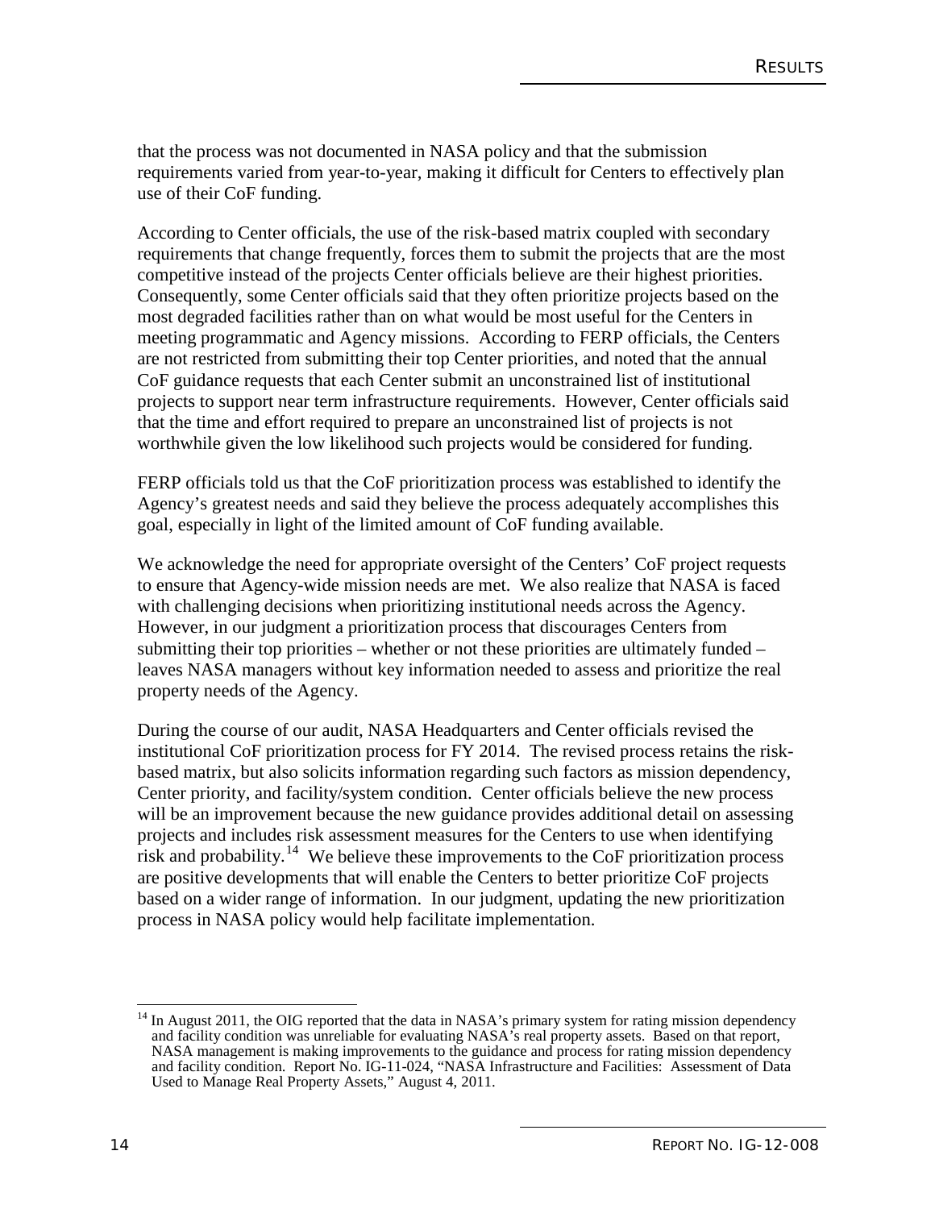that the process was not documented in NASA policy and that the submission requirements varied from year-to-year, making it difficult for Centers to effectively plan use of their CoF funding.

According to Center officials, the use of the risk-based matrix coupled with secondary requirements that change frequently, forces them to submit the projects that are the most competitive instead of the projects Center officials believe are their highest priorities. Consequently, some Center officials said that they often prioritize projects based on the most degraded facilities rather than on what would be most useful for the Centers in meeting programmatic and Agency missions. According to FERP officials, the Centers are not restricted from submitting their top Center priorities, and noted that the annual CoF guidance requests that each Center submit an unconstrained list of institutional projects to support near term infrastructure requirements. However, Center officials said that the time and effort required to prepare an unconstrained list of projects is not worthwhile given the low likelihood such projects would be considered for funding.

FERP officials told us that the CoF prioritization process was established to identify the Agency's greatest needs and said they believe the process adequately accomplishes this goal, especially in light of the limited amount of CoF funding available.

We acknowledge the need for appropriate oversight of the Centers' CoF project requests to ensure that Agency-wide mission needs are met. We also realize that NASA is faced with challenging decisions when prioritizing institutional needs across the Agency. However, in our judgment a prioritization process that discourages Centers from submitting their top priorities – whether or not these priorities are ultimately funded – leaves NASA managers without key information needed to assess and prioritize the real property needs of the Agency.

During the course of our audit, NASA Headquarters and Center officials revised the institutional CoF prioritization process for FY 2014. The revised process retains the risk-based matrix, but also solicits information regarding such factors as mission dependency, Center priority, and facility/system condition. Center officials believe the new process will be an improvement because the new guidance provides additional detail on assessing projects and includes risk assessment measures for the Centers to use when identifying risk and probability.[14] We believe these improvements to the CoF prioritization process are positive developments that will enable the Centers to better prioritize CoF projects based on a wider range of information. In our judgment, updating the new prioritization process in NASA policy would help facilitate implementation.

---

[14] In August 2011, the OIG reported that the data in NASA's primary system for rating mission dependency and facility condition was unreliable for evaluating NASA's real property assets. Based on that report, NASA management is making improvements to the guidance and process for rating mission dependency and facility condition. Report No. IG-11-024, "NASA Infrastructure and Facilities: Assessment of Data Used to Manage Real Property Assets," August 4, 2011.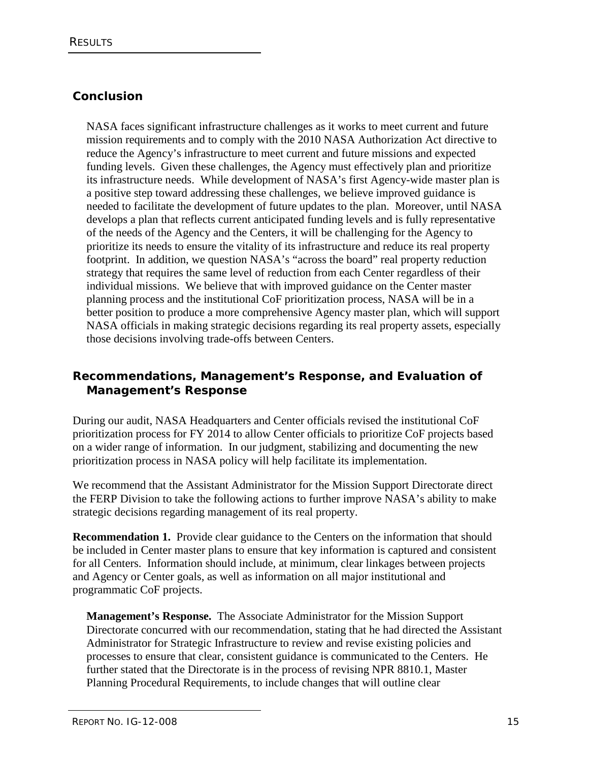## Conclusion

NASA faces significant infrastructure challenges as it works to meet current and future mission requirements and to comply with the 2010 NASA Authorization Act directive to reduce the Agency's infrastructure to meet current and future missions and expected funding levels. Given these challenges, the Agency must effectively plan and prioritize its infrastructure needs. While development of NASA's first Agency-wide master plan is a positive step toward addressing these challenges, we believe improved guidance is needed to facilitate the development of future updates to the plan. Moreover, until NASA develops a plan that reflects current anticipated funding levels and is fully representative of the needs of the Agency and the Centers, it will be challenging for the Agency to prioritize its needs to ensure the vitality of its infrastructure and reduce its real property footprint. In addition, we question NASA's "across the board" real property reduction strategy that requires the same level of reduction from each Center regardless of their individual missions. We believe that with improved guidance on the Center master planning process and the institutional CoF prioritization process, NASA will be in a better position to produce a more comprehensive Agency master plan, which will support NASA officials in making strategic decisions regarding its real property assets, especially those decisions involving trade-offs between Centers.

## Recommendations, Management's Response, and Evaluation of Management's Response

During our audit, NASA Headquarters and Center officials revised the institutional CoF prioritization process for FY 2014 to allow Center officials to prioritize CoF projects based on a wider range of information. In our judgment, stabilizing and documenting the new prioritization process in NASA policy will help facilitate its implementation.

We recommend that the Assistant Administrator for the Mission Support Directorate direct the FERP Division to take the following actions to further improve NASA's ability to make strategic decisions regarding management of its real property.

**Recommendation 1.** Provide clear guidance to the Centers on the information that should be included in Center master plans to ensure that key information is captured and consistent for all Centers. Information should include, at minimum, clear linkages between projects and Agency or Center goals, as well as information on all major institutional and programmatic CoF projects.

**Management's Response.** The Associate Administrator for the Mission Support Directorate concurred with our recommendation, stating that he had directed the Assistant Administrator for Strategic Infrastructure to review and revise existing policies and processes to ensure that clear, consistent guidance is communicated to the Centers. He further stated that the Directorate is in the process of revising NPR 8810.1, Master Planning Procedural Requirements, to include changes that will outline clear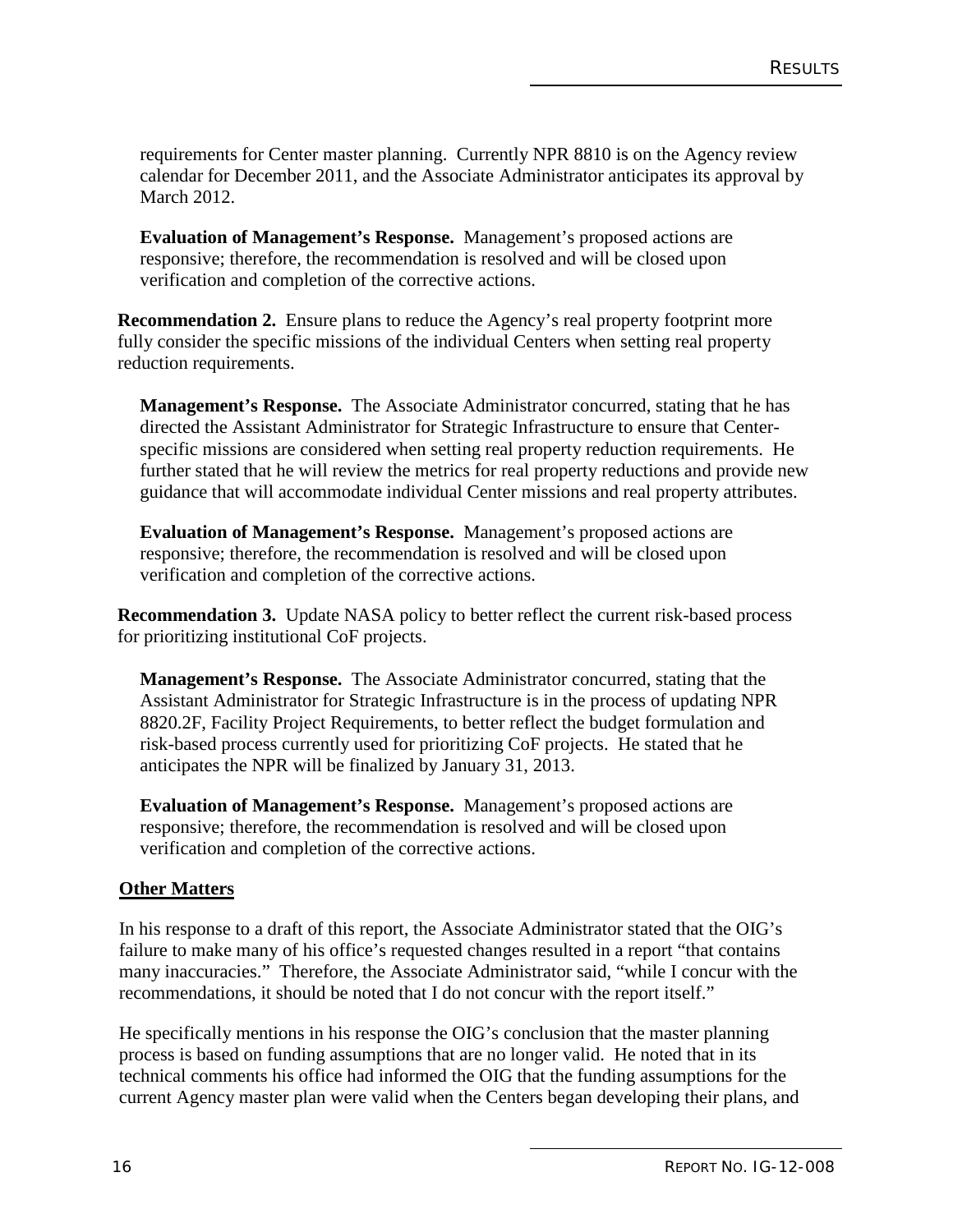requirements for Center master planning. Currently NPR 8810 is on the Agency review calendar for December 2011, and the Associate Administrator anticipates its approval by March 2012.

**Evaluation of Management's Response.** Management's proposed actions are responsive; therefore, the recommendation is resolved and will be closed upon verification and completion of the corrective actions.

**Recommendation 2.** Ensure plans to reduce the Agency's real property footprint more fully consider the specific missions of the individual Centers when setting real property reduction requirements.

**Management's Response.** The Associate Administrator concurred, stating that he has directed the Assistant Administrator for Strategic Infrastructure to ensure that Center-specific missions are considered when setting real property reduction requirements. He further stated that he will review the metrics for real property reductions and provide new guidance that will accommodate individual Center missions and real property attributes.

**Evaluation of Management's Response.** Management's proposed actions are responsive; therefore, the recommendation is resolved and will be closed upon verification and completion of the corrective actions.

**Recommendation 3.** Update NASA policy to better reflect the current risk-based process for prioritizing institutional CoF projects.

**Management's Response.** The Associate Administrator concurred, stating that the Assistant Administrator for Strategic Infrastructure is in the process of updating NPR 8820.2F, Facility Project Requirements, to better reflect the budget formulation and risk-based process currently used for prioritizing CoF projects. He stated that he anticipates the NPR will be finalized by January 31, 2013.

**Evaluation of Management's Response.** Management's proposed actions are responsive; therefore, the recommendation is resolved and will be closed upon verification and completion of the corrective actions.

## Other Matters

In his response to a draft of this report, the Associate Administrator stated that the OIG's failure to make many of his office's requested changes resulted in a report "that contains many inaccuracies." Therefore, the Associate Administrator said, "while I concur with the recommendations, it should be noted that I do not concur with the report itself."

He specifically mentions in his response the OIG's conclusion that the master planning process is based on funding assumptions that are no longer valid. He noted that in its technical comments his office had informed the OIG that the funding assumptions for the current Agency master plan were valid when the Centers began developing their plans, and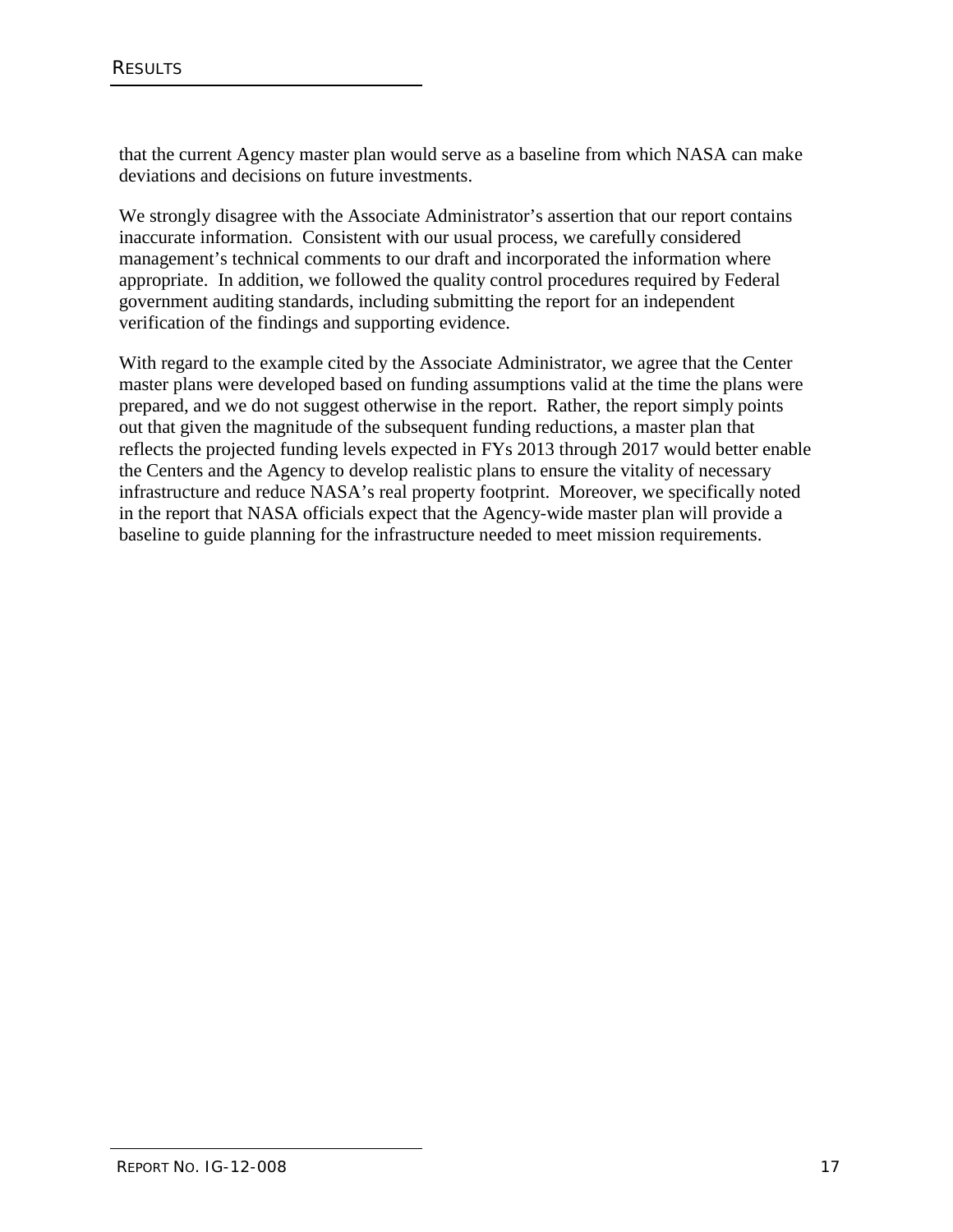that the current Agency master plan would serve as a baseline from which NASA can make deviations and decisions on future investments.

We strongly disagree with the Associate Administrator's assertion that our report contains inaccurate information. Consistent with our usual process, we carefully considered management's technical comments to our draft and incorporated the information where appropriate. In addition, we followed the quality control procedures required by Federal government auditing standards, including submitting the report for an independent verification of the findings and supporting evidence.

With regard to the example cited by the Associate Administrator, we agree that the Center master plans were developed based on funding assumptions valid at the time the plans were prepared, and we do not suggest otherwise in the report. Rather, the report simply points out that given the magnitude of the subsequent funding reductions, a master plan that reflects the projected funding levels expected in FYs 2013 through 2017 would better enable the Centers and the Agency to develop realistic plans to ensure the vitality of necessary infrastructure and reduce NASA's real property footprint. Moreover, we specifically noted in the report that NASA officials expect that the Agency-wide master plan will provide a baseline to guide planning for the infrastructure needed to meet mission requirements.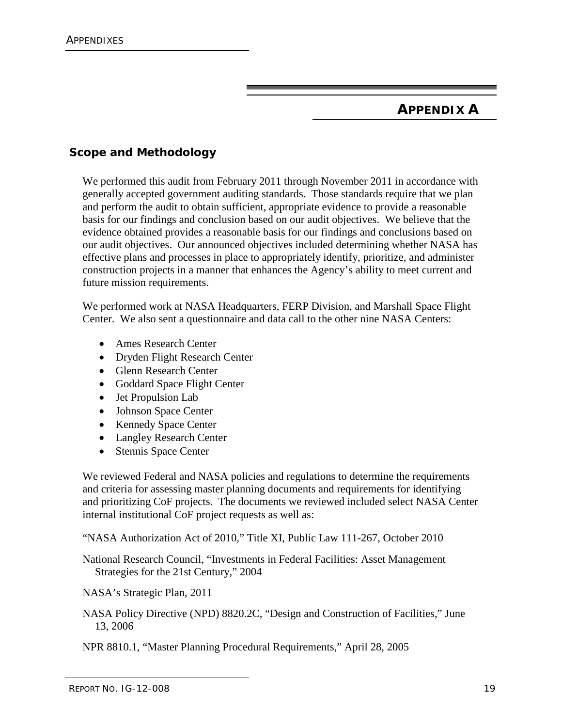## APPENDIX A

### Scope and Methodology

We performed this audit from February 2011 through November 2011 in accordance with generally accepted government auditing standards. Those standards require that we plan and perform the audit to obtain sufficient, appropriate evidence to provide a reasonable basis for our findings and conclusion based on our audit objectives. We believe that the evidence obtained provides a reasonable basis for our findings and conclusions based on our audit objectives. Our announced objectives included determining whether NASA has effective plans and processes in place to appropriately identify, prioritize, and administer construction projects in a manner that enhances the Agency's ability to meet current and future mission requirements.

We performed work at NASA Headquarters, FERP Division, and Marshall Space Flight Center. We also sent a questionnaire and data call to the other nine NASA Centers:

- Ames Research Center
- Dryden Flight Research Center
- Glenn Research Center
- Goddard Space Flight Center
- Jet Propulsion Lab
- Johnson Space Center
- Kennedy Space Center
- Langley Research Center
- Stennis Space Center

We reviewed Federal and NASA policies and regulations to determine the requirements and criteria for assessing master planning documents and requirements for identifying and prioritizing CoF projects. The documents we reviewed included select NASA Center internal institutional CoF project requests as well as:

"NASA Authorization Act of 2010," Title XI, Public Law 111-267, October 2010

National Research Council, "Investments in Federal Facilities: Asset Management Strategies for the 21st Century," 2004

NASA's Strategic Plan, 2011

NASA Policy Directive (NPD) 8820.2C, "Design and Construction of Facilities," June 13, 2006

NPR 8810.1, "Master Planning Procedural Requirements," April 28, 2005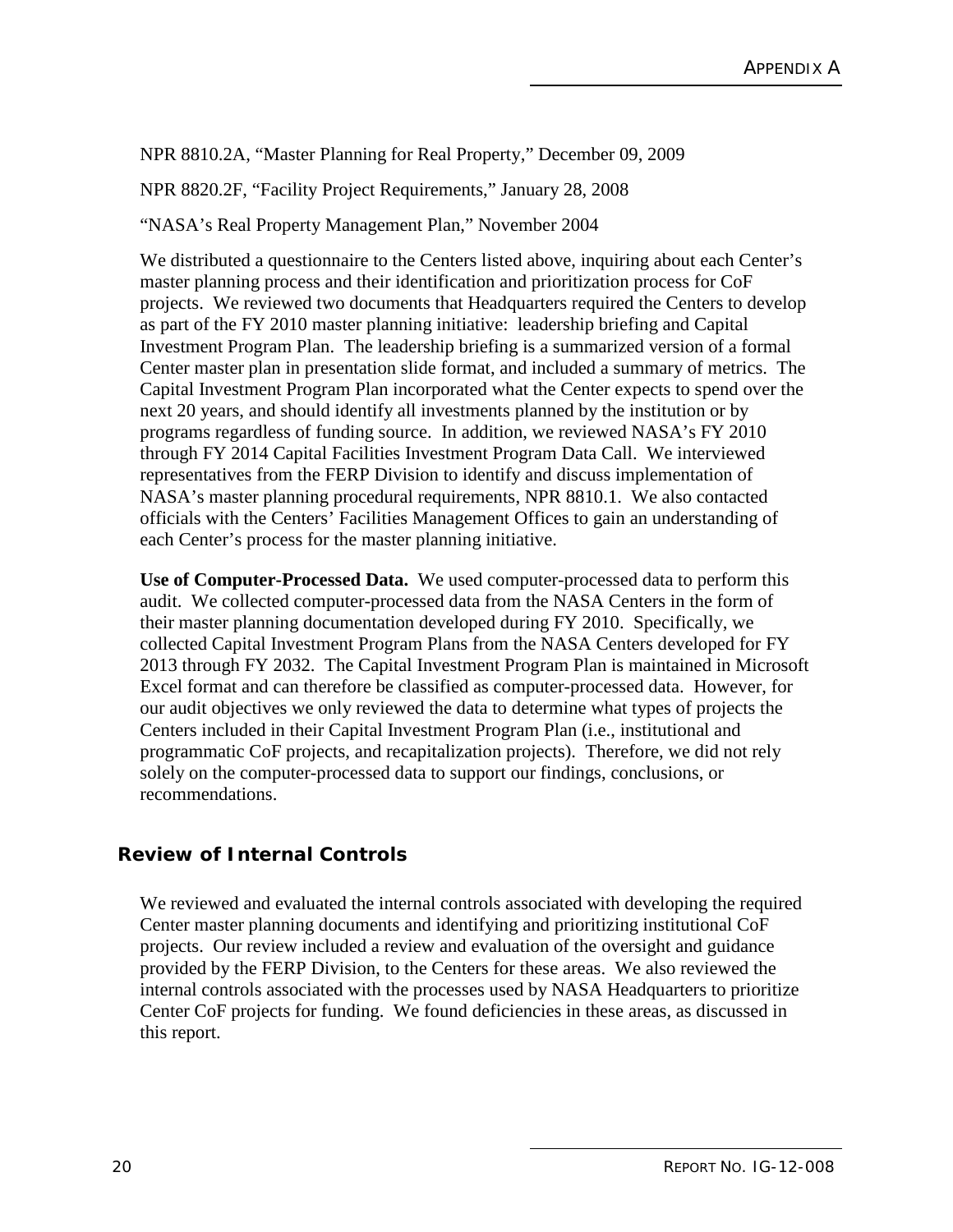NPR 8810.2A, "Master Planning for Real Property," December 09, 2009

NPR 8820.2F, "Facility Project Requirements," January 28, 2008

"NASA's Real Property Management Plan," November 2004

We distributed a questionnaire to the Centers listed above, inquiring about each Center's master planning process and their identification and prioritization process for CoF projects. We reviewed two documents that Headquarters required the Centers to develop as part of the FY 2010 master planning initiative: leadership briefing and Capital Investment Program Plan. The leadership briefing is a summarized version of a formal Center master plan in presentation slide format, and included a summary of metrics. The Capital Investment Program Plan incorporated what the Center expects to spend over the next 20 years, and should identify all investments planned by the institution or by programs regardless of funding source. In addition, we reviewed NASA's FY 2010 through FY 2014 Capital Facilities Investment Program Data Call. We interviewed representatives from the FERP Division to identify and discuss implementation of NASA's master planning procedural requirements, NPR 8810.1. We also contacted officials with the Centers' Facilities Management Offices to gain an understanding of each Center's process for the master planning initiative.

**Use of Computer-Processed Data.** We used computer-processed data to perform this audit. We collected computer-processed data from the NASA Centers in the form of their master planning documentation developed during FY 2010. Specifically, we collected Capital Investment Program Plans from the NASA Centers developed for FY 2013 through FY 2032. The Capital Investment Program Plan is maintained in Microsoft Excel format and can therefore be classified as computer-processed data. However, for our audit objectives we only reviewed the data to determine what types of projects the Centers included in their Capital Investment Program Plan (i.e., institutional and programmatic CoF projects, and recapitalization projects). Therefore, we did not rely solely on the computer-processed data to support our findings, conclusions, or recommendations.

## Review of Internal Controls

We reviewed and evaluated the internal controls associated with developing the required Center master planning documents and identifying and prioritizing institutional CoF projects. Our review included a review and evaluation of the oversight and guidance provided by the FERP Division, to the Centers for these areas. We also reviewed the internal controls associated with the processes used by NASA Headquarters to prioritize Center CoF projects for funding. We found deficiencies in these areas, as discussed in this report.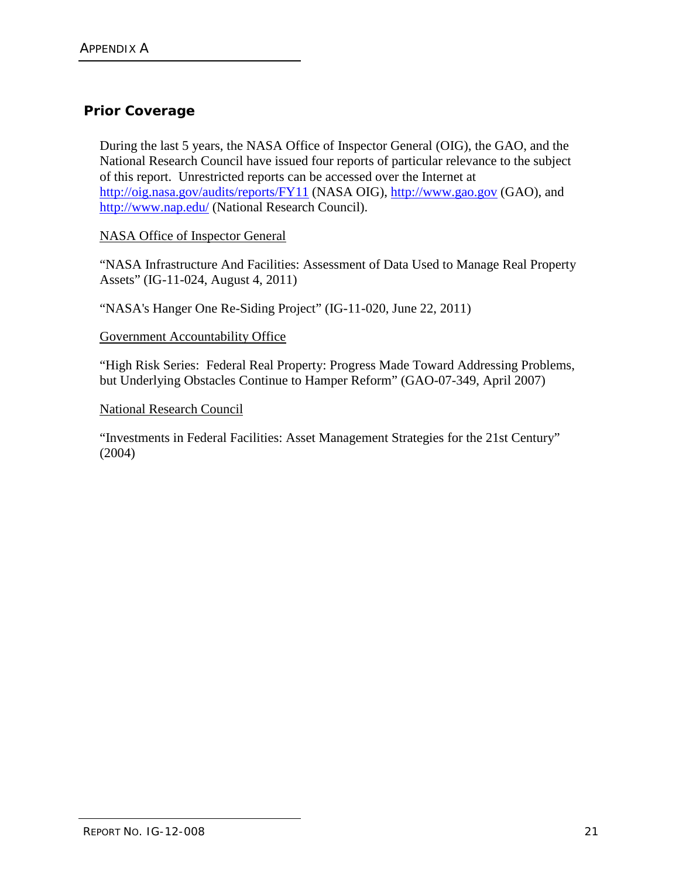## Prior Coverage

During the last 5 years, the NASA Office of Inspector General (OIG), the GAO, and the National Research Council have issued four reports of particular relevance to the subject of this report. Unrestricted reports can be accessed over the Internet at http://oig.nasa.gov/audits/reports/FY11 (NASA OIG), http://www.gao.gov (GAO), and http://www.nap.edu/ (National Research Council).

NASA Office of Inspector General

"NASA Infrastructure And Facilities: Assessment of Data Used to Manage Real Property Assets" (IG-11-024, August 4, 2011)

"NASA's Hanger One Re-Siding Project" (IG-11-020, June 22, 2011)

Government Accountability Office

"High Risk Series: Federal Real Property: Progress Made Toward Addressing Problems, but Underlying Obstacles Continue to Hamper Reform" (GAO-07-349, April 2007)

National Research Council

"Investments in Federal Facilities: Asset Management Strategies for the 21st Century" (2004)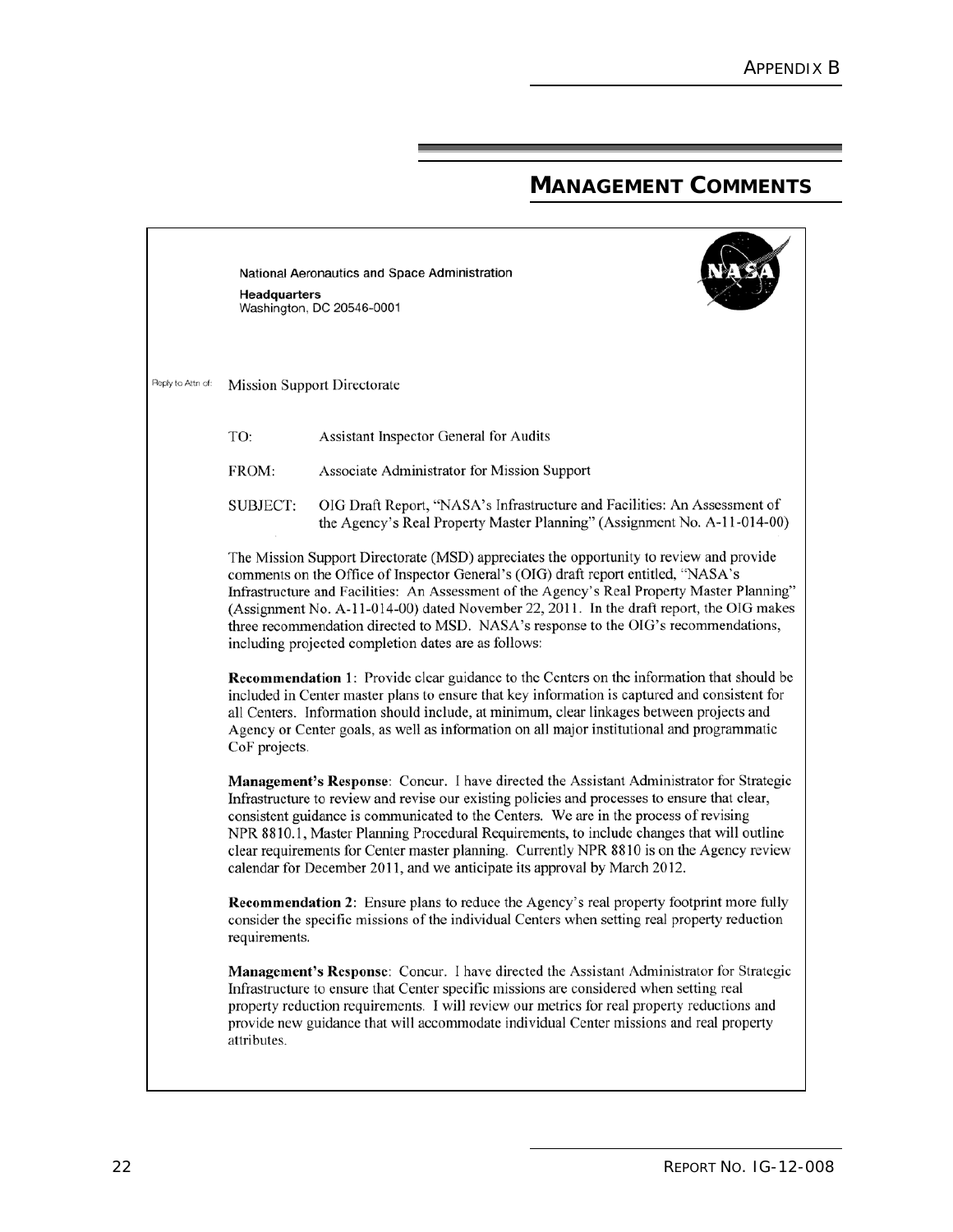# MANAGEMENT COMMENTS

National Aeronautics and Space Administration

**Headquarters**
Washington, DC 20546-0001

Reply to Attn of: Mission Support Directorate

TO: Assistant Inspector General for Audits

FROM: Associate Administrator for Mission Support

SUBJECT: OIG Draft Report, "NASA's Infrastructure and Facilities: An Assessment of the Agency's Real Property Master Planning" (Assignment No. A-11-014-00)

The Mission Support Directorate (MSD) appreciates the opportunity to review and provide comments on the Office of Inspector General's (OIG) draft report entitled, "NASA's Infrastructure and Facilities: An Assessment of the Agency's Real Property Master Planning" (Assignment No. A-11-014-00) dated November 22, 2011. In the draft report, the OIG makes three recommendation directed to MSD. NASA's response to the OIG's recommendations, including projected completion dates are as follows:

**Recommendation 1**: Provide clear guidance to the Centers on the information that should be included in Center master plans to ensure that key information is captured and consistent for all Centers. Information should include, at minimum, clear linkages between projects and Agency or Center goals, as well as information on all major institutional and programmatic CoF projects.

**Management's Response**: Concur. I have directed the Assistant Administrator for Strategic Infrastructure to review and revise our existing policies and processes to ensure that clear, consistent guidance is communicated to the Centers. We are in the process of revising NPR 8810.1, Master Planning Procedural Requirements, to include changes that will outline clear requirements for Center master planning. Currently NPR 8810 is on the Agency review calendar for December 2011, and we anticipate its approval by March 2012.

**Recommendation 2**: Ensure plans to reduce the Agency's real property footprint more fully consider the specific missions of the individual Centers when setting real property reduction requirements.

**Management's Response**: Concur. I have directed the Assistant Administrator for Strategic Infrastructure to ensure that Center specific missions are considered when setting real property reduction requirements. I will review our metrics for real property reductions and provide new guidance that will accommodate individual Center missions and real property attributes.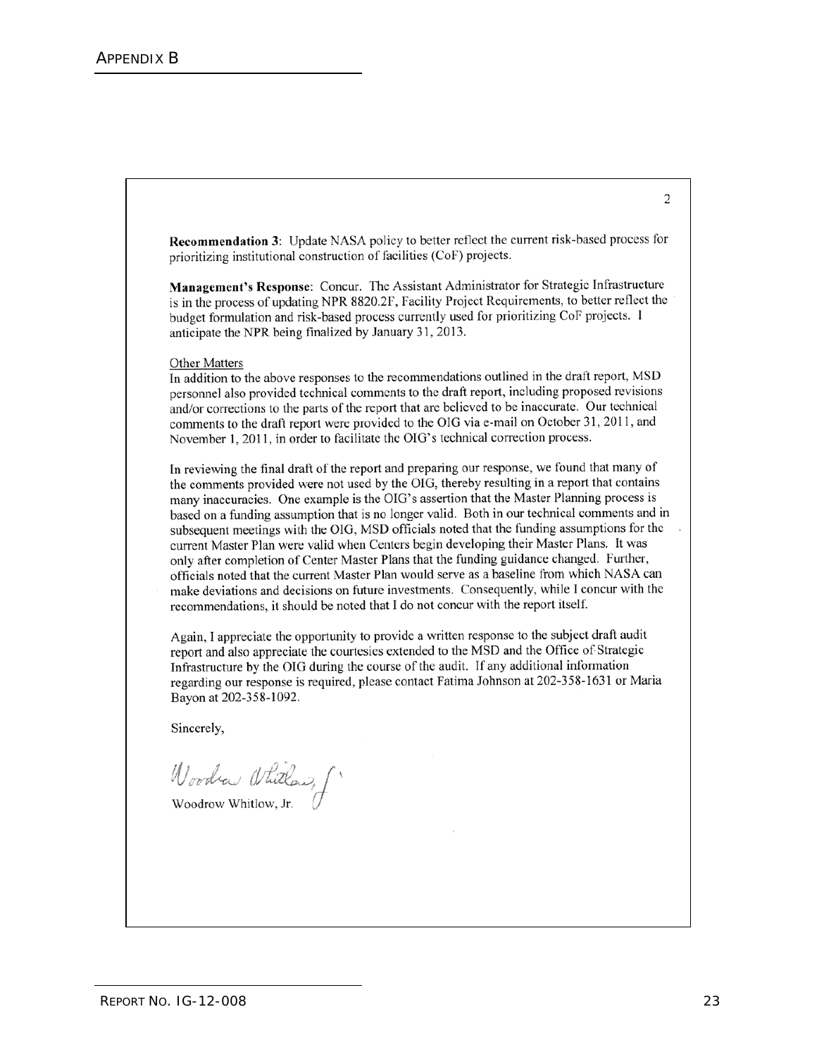## APPENDIX B

**Recommendation 3**: Update NASA policy to better reflect the current risk-based process for prioritizing institutional construction of facilities (CoF) projects.

**Management's Response**: Concur. The Assistant Administrator for Strategic Infrastructure is in the process of updating NPR 8820.2F, Facility Project Requirements, to better reflect the budget formulation and risk-based process currently used for prioritizing CoF projects. I anticipate the NPR being finalized by January 31, 2013.

Other Matters

In addition to the above responses to the recommendations outlined in the draft report, MSD personnel also provided technical comments to the draft report, including proposed revisions and/or corrections to the parts of the report that are believed to be inaccurate. Our technical comments to the draft report were provided to the OIG via e-mail on October 31, 2011, and November 1, 2011, in order to facilitate the OIG's technical correction process.

In reviewing the final draft of the report and preparing our response, we found that many of the comments provided were not used by the OIG, thereby resulting in a report that contains many inaccuracies. One example is the OIG's assertion that the Master Planning process is based on a funding assumption that is no longer valid. Both in our technical comments and in subsequent meetings with the OIG, MSD officials noted that the funding assumptions for the current Master Plan were valid when Centers begin developing their Master Plans. It was only after completion of Center Master Plans that the funding guidance changed. Further, officials noted that the current Master Plan would serve as a baseline from which NASA can make deviations and decisions on future investments. Consequently, while I concur with the recommendations, it should be noted that I do not concur with the report itself.

Again, I appreciate the opportunity to provide a written response to the subject draft audit report and also appreciate the courtesies extended to the MSD and the Office of Strategic Infrastructure by the OIG during the course of the audit. If any additional information regarding our response is required, please contact Fatima Johnson at 202-358-1631 or Maria Bayon at 202-358-1092.

Sincerely,

Woodrow Whitlow, Jr.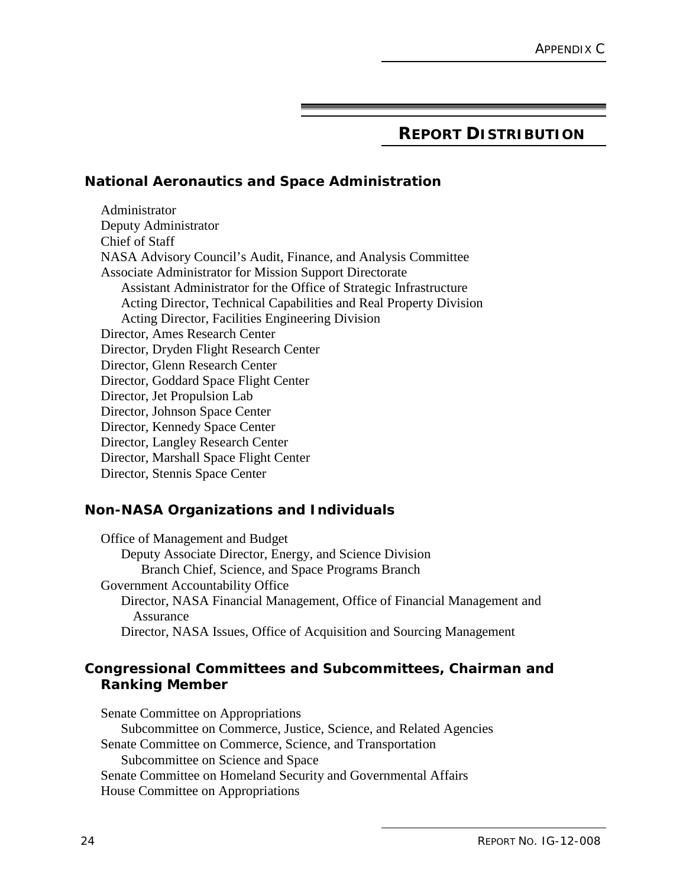# REPORT DISTRIBUTION

## National Aeronautics and Space Administration

Administrator
Deputy Administrator
Chief of Staff
NASA Advisory Council's Audit, Finance, and Analysis Committee
Associate Administrator for Mission Support Directorate
- Assistant Administrator for the Office of Strategic Infrastructure
- Acting Director, Technical Capabilities and Real Property Division
- Acting Director, Facilities Engineering Division

Director, Ames Research Center
Director, Dryden Flight Research Center
Director, Glenn Research Center
Director, Goddard Space Flight Center
Director, Jet Propulsion Lab
Director, Johnson Space Center
Director, Kennedy Space Center
Director, Langley Research Center
Director, Marshall Space Flight Center
Director, Stennis Space Center

## Non-NASA Organizations and Individuals

Office of Management and Budget
- Deputy Associate Director, Energy, and Science Division
  - Branch Chief, Science, and Space Programs Branch

Government Accountability Office
- Director, NASA Financial Management, Office of Financial Management and Assurance
- Director, NASA Issues, Office of Acquisition and Sourcing Management

## Congressional Committees and Subcommittees, Chairman and Ranking Member

Senate Committee on Appropriations
- Subcommittee on Commerce, Justice, Science, and Related Agencies

Senate Committee on Commerce, Science, and Transportation
- Subcommittee on Science and Space

Senate Committee on Homeland Security and Governmental Affairs
House Committee on Appropriations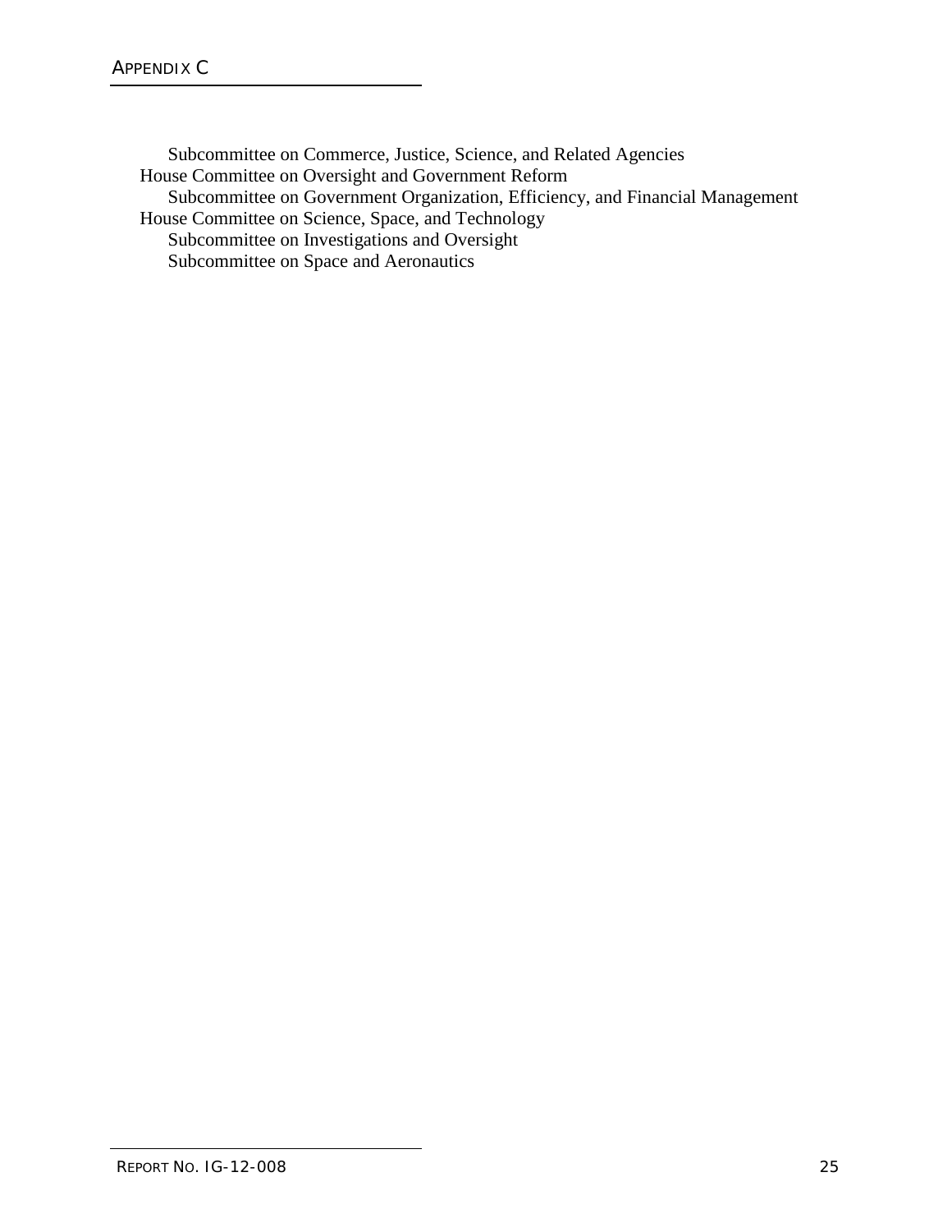Subcommittee on Commerce, Justice, Science, and Related Agencies

House Committee on Oversight and Government Reform

Subcommittee on Government Organization, Efficiency, and Financial Management

House Committee on Science, Space, and Technology

Subcommittee on Investigations and Oversight

Subcommittee on Space and Aeronautics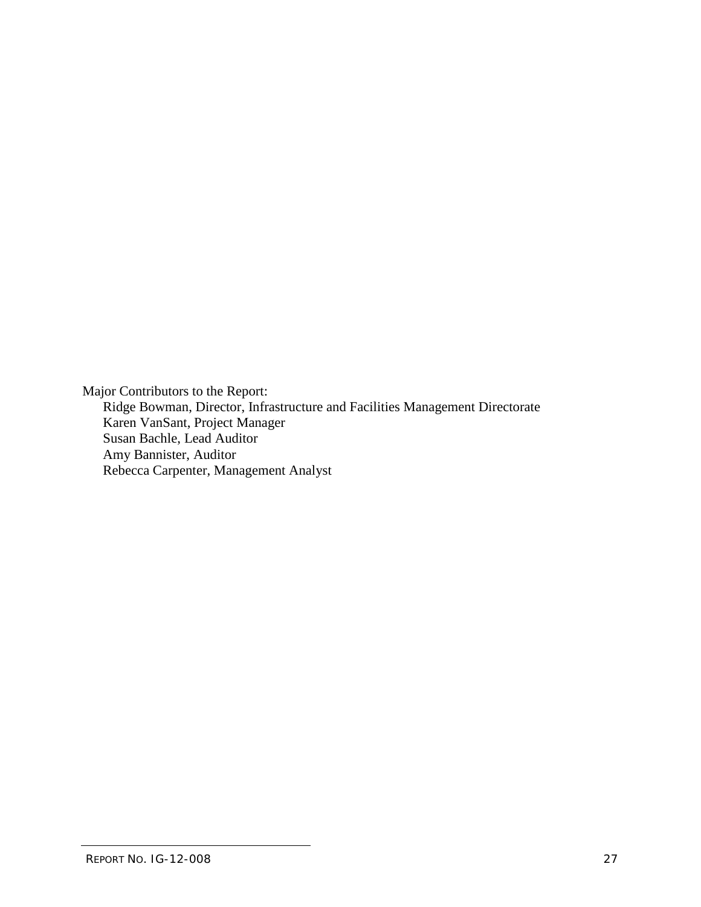Major Contributors to the Report:

- Ridge Bowman, Director, Infrastructure and Facilities Management Directorate
- Karen VanSant, Project Manager
- Susan Bachle, Lead Auditor
- Amy Bannister, Auditor
- Rebecca Carpenter, Management Analyst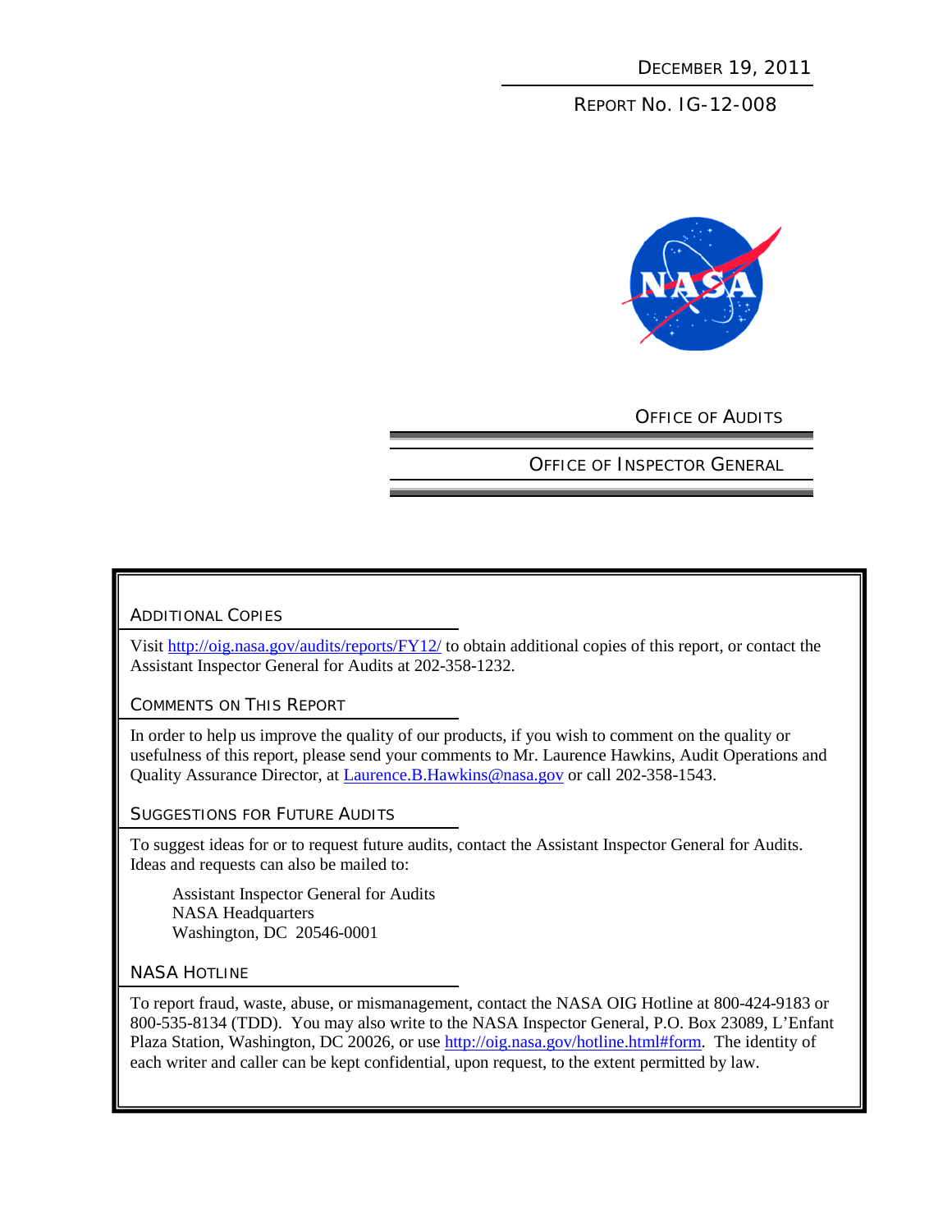DECEMBER 19, 2011

REPORT NO. IG-12-008

OFFICE OF AUDITS

OFFICE OF INSPECTOR GENERAL

## ADDITIONAL COPIES

Visit http://oig.nasa.gov/audits/reports/FY12/ to obtain additional copies of this report, or contact the Assistant Inspector General for Audits at 202-358-1232.

## COMMENTS ON THIS REPORT

In order to help us improve the quality of our products, if you wish to comment on the quality or usefulness of this report, please send your comments to Mr. Laurence Hawkins, Audit Operations and Quality Assurance Director, at Laurence.B.Hawkins@nasa.gov or call 202-358-1543.

## SUGGESTIONS FOR FUTURE AUDITS

To suggest ideas for or to request future audits, contact the Assistant Inspector General for Audits. Ideas and requests can also be mailed to:

Assistant Inspector General for Audits
NASA Headquarters
Washington, DC 20546-0001

## NASA HOTLINE

To report fraud, waste, abuse, or mismanagement, contact the NASA OIG Hotline at 800-424-9183 or 800-535-8134 (TDD). You may also write to the NASA Inspector General, P.O. Box 23089, L'Enfant Plaza Station, Washington, DC 20026, or use http://oig.nasa.gov/hotline.html#form. The identity of each writer and caller can be kept confidential, upon request, to the extent permitted by law.